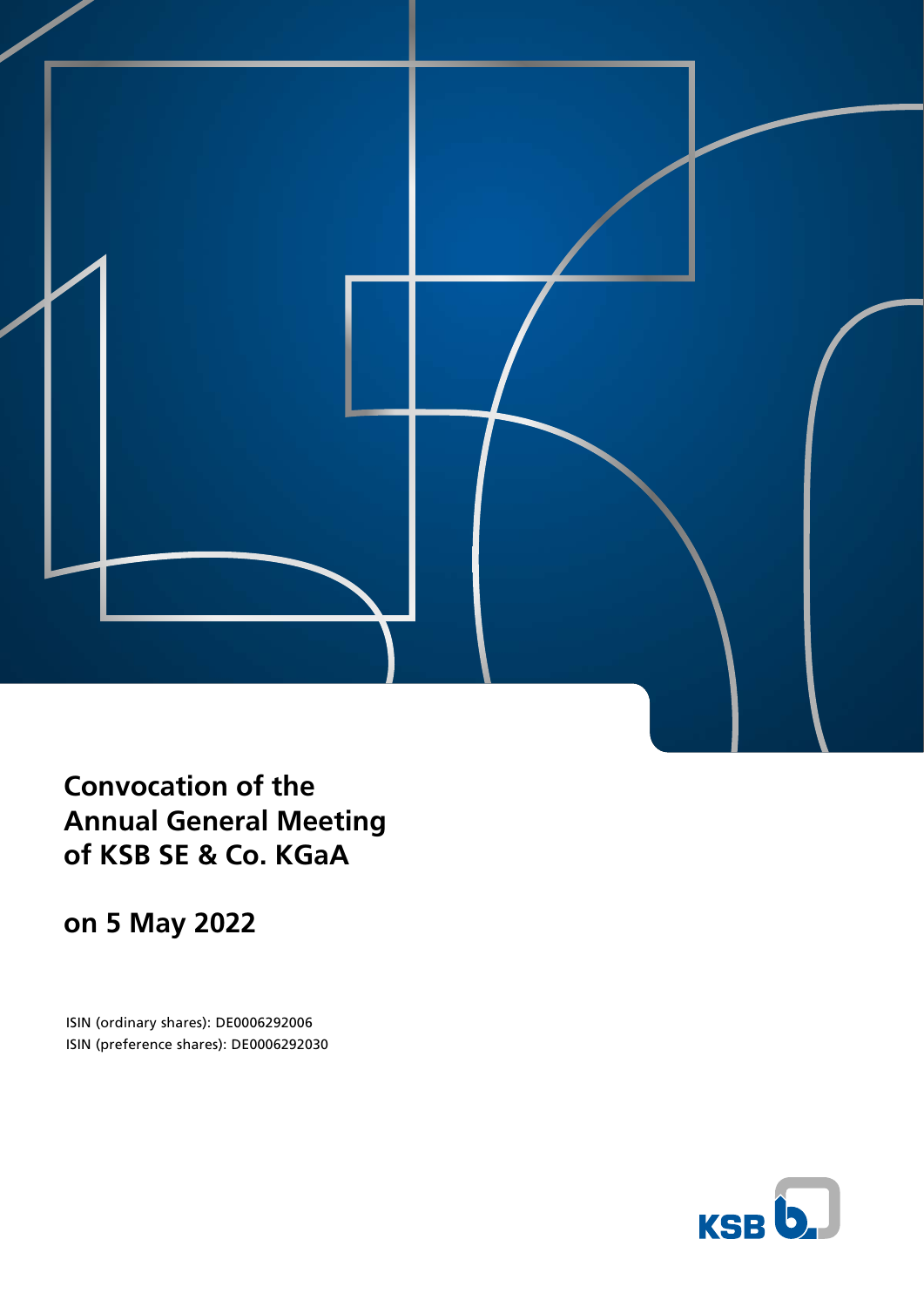# Convocation of the Annual General Meeting of KSB SE & Co. KGaA

## on 5 May 2022

ISIN (ordinary shares): DE0006292006
ISIN (preference shares): DE0006292030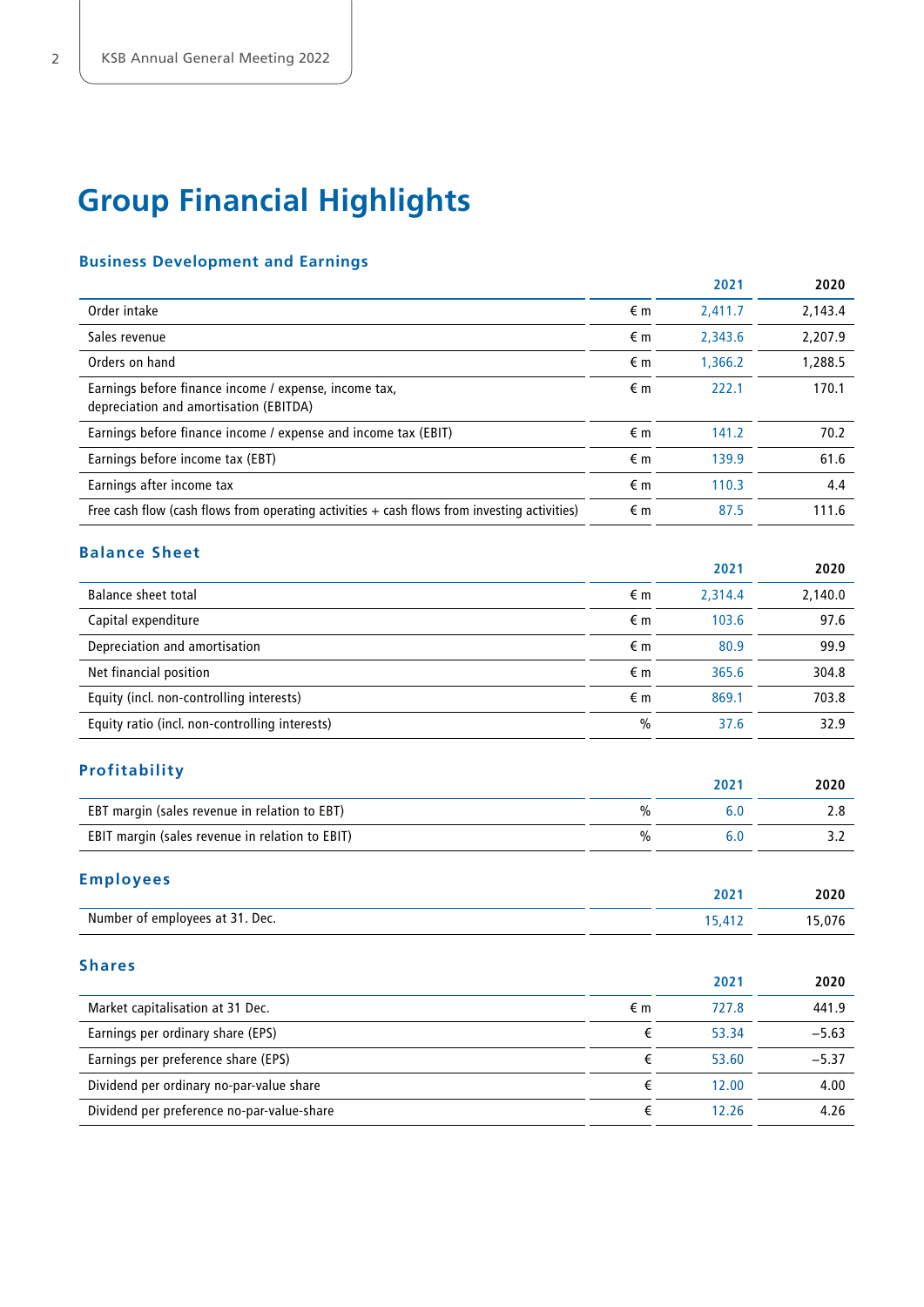# Group Financial Highlights

## Business Development and Earnings

| | | 2021 | 2020 |
|---|---|---|---|
| Order intake | € m | 2,411.7 | 2,143.4 |
| Sales revenue | € m | 2,343.6 | 2,207.9 |
| Orders on hand | € m | 1,366.2 | 1,288.5 |
| Earnings before finance income / expense, income tax, depreciation and amortisation (EBITDA) | € m | 222.1 | 170.1 |
| Earnings before finance income / expense and income tax (EBIT) | € m | 141.2 | 70.2 |
| Earnings before income tax (EBT) | € m | 139.9 | 61.6 |
| Earnings after income tax | € m | 110.3 | 4.4 |
| Free cash flow (cash flows from operating activities + cash flows from investing activities) | € m | 87.5 | 111.6 |

## Balance Sheet

| | | 2021 | 2020 |
|---|---|---|---|
| Balance sheet total | € m | 2,314.4 | 2,140.0 |
| Capital expenditure | € m | 103.6 | 97.6 |
| Depreciation and amortisation | € m | 80.9 | 99.9 |
| Net financial position | € m | 365.6 | 304.8 |
| Equity (incl. non-controlling interests) | € m | 869.1 | 703.8 |
| Equity ratio (incl. non-controlling interests) | % | 37.6 | 32.9 |

## Profitability

| | | 2021 | 2020 |
|---|---|---|---|
| EBT margin (sales revenue in relation to EBT) | % | 6.0 | 2.8 |
| EBIT margin (sales revenue in relation to EBIT) | % | 6.0 | 3.2 |

## Employees

| | | 2021 | 2020 |
|---|---|---|---|
| Number of employees at 31. Dec. | | 15,412 | 15,076 |

## Shares

| | | 2021 | 2020 |
|---|---|---|---|
| Market capitalisation at 31 Dec. | € m | 727.8 | 441.9 |
| Earnings per ordinary share (EPS) | € | 53.34 | –5.63 |
| Earnings per preference share (EPS) | € | 53.60 | –5.37 |
| Dividend per ordinary no-par-value share | € | 12.00 | 4.00 |
| Dividend per preference no-par-value-share | € | 12.26 | 4.26 |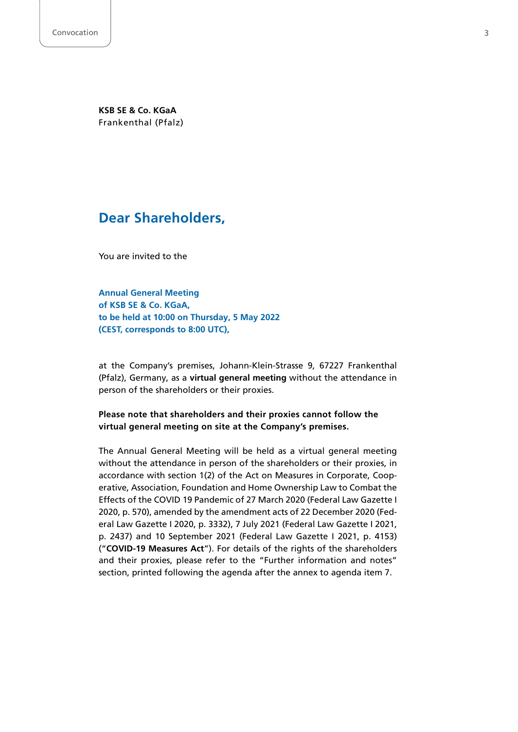**KSB SE & Co. KGaA**
Frankenthal (Pfalz)

## Dear Shareholders,

You are invited to the

**Annual General Meeting of KSB SE & Co. KGaA, to be held at 10:00 on Thursday, 5 May 2022 (CEST, corresponds to 8:00 UTC),**

at the Company's premises, Johann-Klein-Strasse 9, 67227 Frankenthal (Pfalz), Germany, as a **virtual general meeting** without the attendance in person of the shareholders or their proxies.

**Please note that shareholders and their proxies cannot follow the virtual general meeting on site at the Company's premises.**

The Annual General Meeting will be held as a virtual general meeting without the attendance in person of the shareholders or their proxies, in accordance with section 1(2) of the Act on Measures in Corporate, Cooperative, Association, Foundation and Home Ownership Law to Combat the Effects of the COVID 19 Pandemic of 27 March 2020 (Federal Law Gazette I 2020, p. 570), amended by the amendment acts of 22 December 2020 (Federal Law Gazette I 2020, p. 3332), 7 July 2021 (Federal Law Gazette I 2021, p. 2437) and 10 September 2021 (Federal Law Gazette I 2021, p. 4153) ("**COVID-19 Measures Act**"). For details of the rights of the shareholders and their proxies, please refer to the "Further information and notes" section, printed following the agenda after the annex to agenda item 7.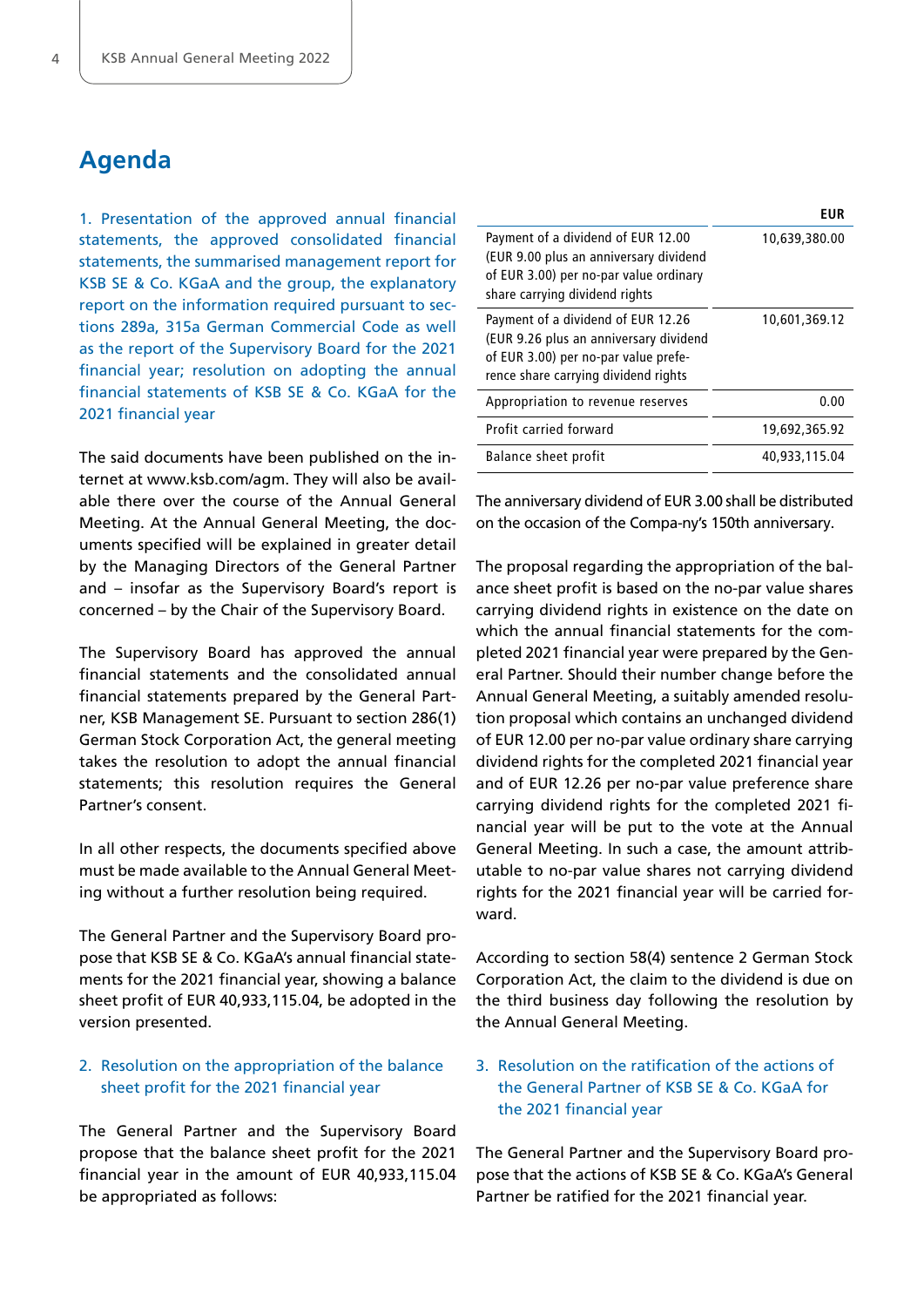# Agenda

1. Presentation of the approved annual financial statements, the approved consolidated financial statements, the summarised management report for KSB SE & Co. KGaA and the group, the explanatory report on the information required pursuant to sections 289a, 315a German Commercial Code as well as the report of the Supervisory Board for the 2021 financial year; resolution on adopting the annual financial statements of KSB SE & Co. KGaA for the 2021 financial year

The said documents have been published on the internet at www.ksb.com/agm. They will also be available there over the course of the Annual General Meeting. At the Annual General Meeting, the documents specified will be explained in greater detail by the Managing Directors of the General Partner and – insofar as the Supervisory Board's report is concerned – by the Chair of the Supervisory Board.

The Supervisory Board has approved the annual financial statements and the consolidated annual financial statements prepared by the General Partner, KSB Management SE. Pursuant to section 286(1) German Stock Corporation Act, the general meeting takes the resolution to adopt the annual financial statements; this resolution requires the General Partner's consent.

In all other respects, the documents specified above must be made available to the Annual General Meeting without a further resolution being required.

The General Partner and the Supervisory Board propose that KSB SE & Co. KGaA's annual financial statements for the 2021 financial year, showing a balance sheet profit of EUR 40,933,115.04, be adopted in the version presented.

2. Resolution on the appropriation of the balance sheet profit for the 2021 financial year

The General Partner and the Supervisory Board propose that the balance sheet profit for the 2021 financial year in the amount of EUR 40,933,115.04 be appropriated as follows:

| | EUR |
|---|---|
| Payment of a dividend of EUR 12.00 (EUR 9.00 plus an anniversary dividend of EUR 3.00) per no-par value ordinary share carrying dividend rights | 10,639,380.00 |
| Payment of a dividend of EUR 12.26 (EUR 9.26 plus an anniversary dividend of EUR 3.00) per no-par value preference share carrying dividend rights | 10,601,369.12 |
| Appropriation to revenue reserves | 0.00 |
| Profit carried forward | 19,692,365.92 |
| Balance sheet profit | 40,933,115.04 |

The anniversary dividend of EUR 3.00 shall be distributed on the occasion of the Compa-ny's 150th anniversary.

The proposal regarding the appropriation of the balance sheet profit is based on the no-par value shares carrying dividend rights in existence on the date on which the annual financial statements for the completed 2021 financial year were prepared by the General Partner. Should their number change before the Annual General Meeting, a suitably amended resolution proposal which contains an unchanged dividend of EUR 12.00 per no-par value ordinary share carrying dividend rights for the completed 2021 financial year and of EUR 12.26 per no-par value preference share carrying dividend rights for the completed 2021 financial year will be put to the vote at the Annual General Meeting. In such a case, the amount attributable to no-par value shares not carrying dividend rights for the 2021 financial year will be carried forward.

According to section 58(4) sentence 2 German Stock Corporation Act, the claim to the dividend is due on the third business day following the resolution by the Annual General Meeting.

3. Resolution on the ratification of the actions of the General Partner of KSB SE & Co. KGaA for the 2021 financial year

The General Partner and the Supervisory Board propose that the actions of KSB SE & Co. KGaA's General Partner be ratified for the 2021 financial year.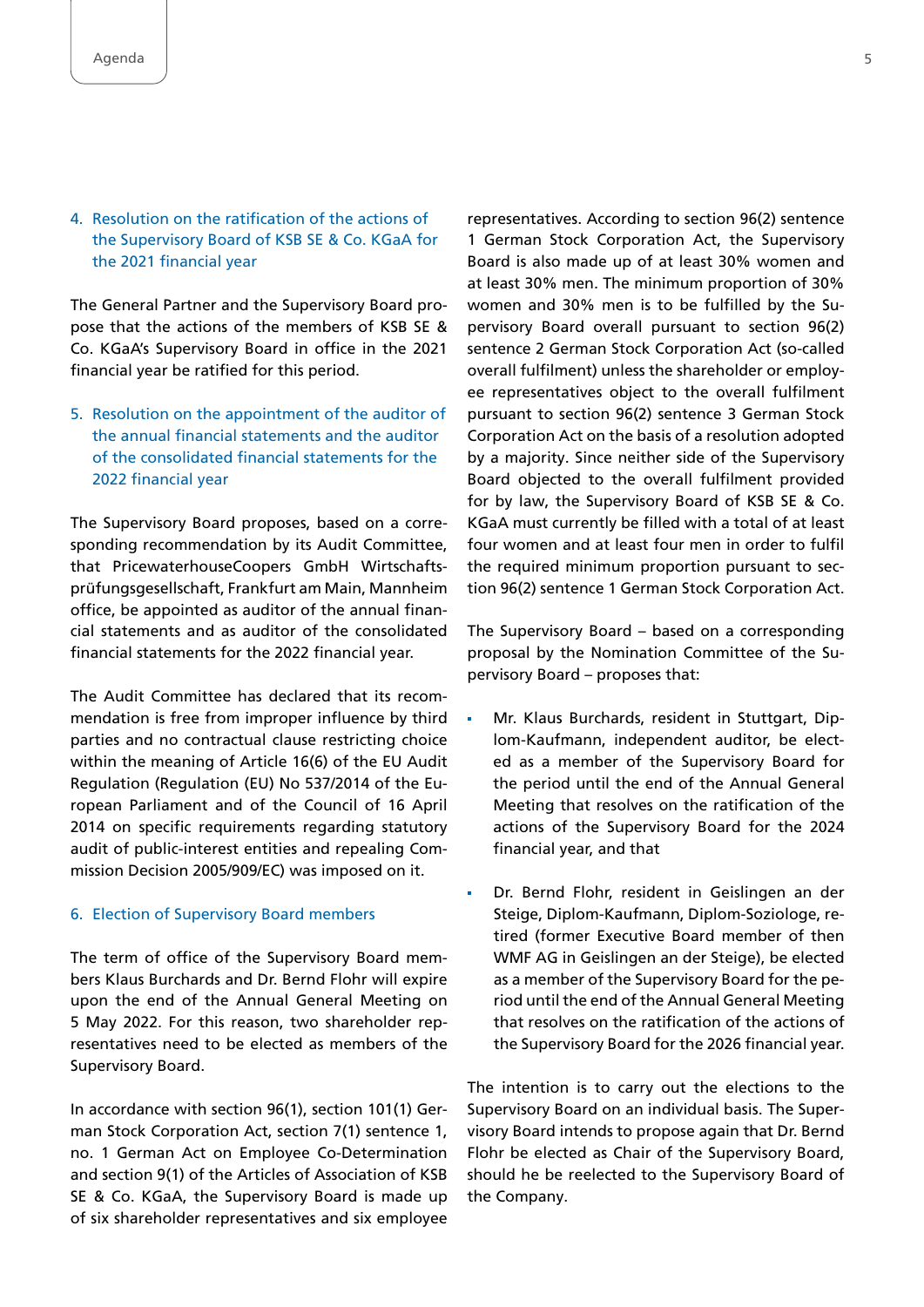## 4. Resolution on the ratification of the actions of the Supervisory Board of KSB SE & Co. KGaA for the 2021 financial year

The General Partner and the Supervisory Board propose that the actions of the members of KSB SE & Co. KGaA's Supervisory Board in office in the 2021 financial year be ratified for this period.

## 5. Resolution on the appointment of the auditor of the annual financial statements and the auditor of the consolidated financial statements for the 2022 financial year

The Supervisory Board proposes, based on a corresponding recommendation by its Audit Committee, that PricewaterhouseCoopers GmbH Wirtschaftsprüfungsgesellschaft, Frankfurt am Main, Mannheim office, be appointed as auditor of the annual financial statements and as auditor of the consolidated financial statements for the 2022 financial year.

The Audit Committee has declared that its recommendation is free from improper influence by third parties and no contractual clause restricting choice within the meaning of Article 16(6) of the EU Audit Regulation (Regulation (EU) No 537/2014 of the European Parliament and of the Council of 16 April 2014 on specific requirements regarding statutory audit of public-interest entities and repealing Commission Decision 2005/909/EC) was imposed on it.

## 6. Election of Supervisory Board members

The term of office of the Supervisory Board members Klaus Burchards and Dr. Bernd Flohr will expire upon the end of the Annual General Meeting on 5 May 2022. For this reason, two shareholder representatives need to be elected as members of the Supervisory Board.

In accordance with section 96(1), section 101(1) German Stock Corporation Act, section 7(1) sentence 1, no. 1 German Act on Employee Co-Determination and section 9(1) of the Articles of Association of KSB SE & Co. KGaA, the Supervisory Board is made up of six shareholder representatives and six employee representatives. According to section 96(2) sentence 1 German Stock Corporation Act, the Supervisory Board is also made up of at least 30% women and at least 30% men. The minimum proportion of 30% women and 30% men is to be fulfilled by the Supervisory Board overall pursuant to section 96(2) sentence 2 German Stock Corporation Act (so-called overall fulfilment) unless the shareholder or employee representatives object to the overall fulfilment pursuant to section 96(2) sentence 3 German Stock Corporation Act on the basis of a resolution adopted by a majority. Since neither side of the Supervisory Board objected to the overall fulfilment provided for by law, the Supervisory Board of KSB SE & Co. KGaA must currently be filled with a total of at least four women and at least four men in order to fulfil the required minimum proportion pursuant to section 96(2) sentence 1 German Stock Corporation Act.

The Supervisory Board – based on a corresponding proposal by the Nomination Committee of the Supervisory Board – proposes that:

- Mr. Klaus Burchards, resident in Stuttgart, Diplom-Kaufmann, independent auditor, be elected as a member of the Supervisory Board for the period until the end of the Annual General Meeting that resolves on the ratification of the actions of the Supervisory Board for the 2024 financial year, and that
- Dr. Bernd Flohr, resident in Geislingen an der Steige, Diplom-Kaufmann, Diplom-Soziologe, retired (former Executive Board member of then WMF AG in Geislingen an der Steige), be elected as a member of the Supervisory Board for the period until the end of the Annual General Meeting that resolves on the ratification of the actions of the Supervisory Board for the 2026 financial year.

The intention is to carry out the elections to the Supervisory Board on an individual basis. The Supervisory Board intends to propose again that Dr. Bernd Flohr be elected as Chair of the Supervisory Board, should he be reelected to the Supervisory Board of the Company.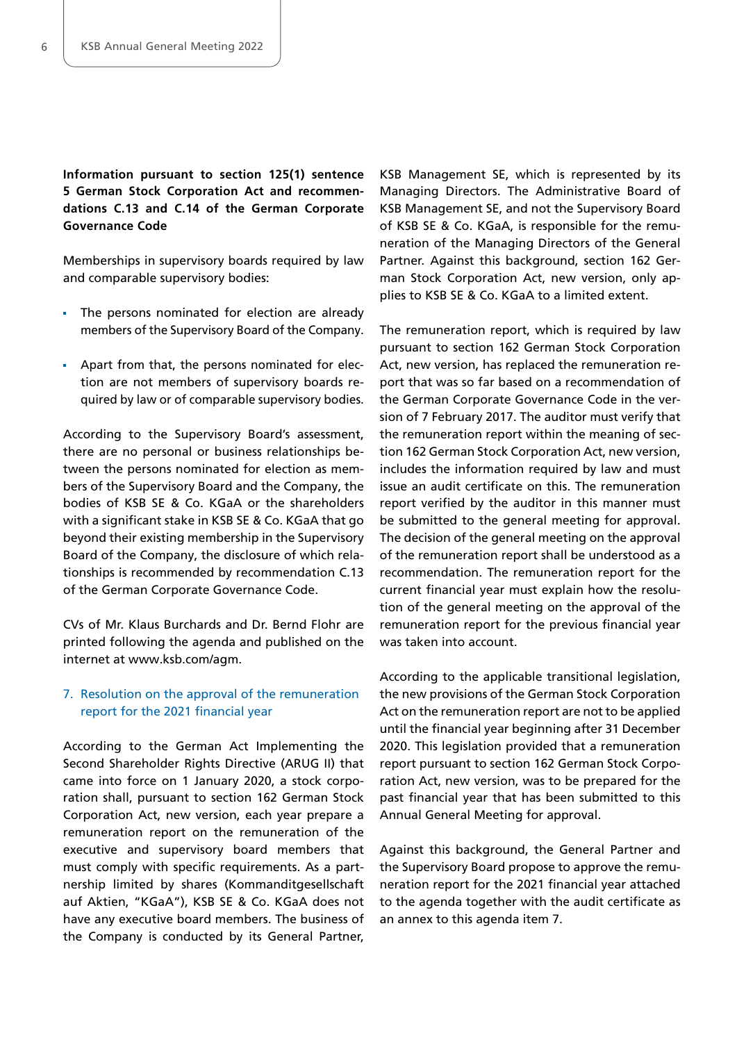**Information pursuant to section 125(1) sentence 5 German Stock Corporation Act and recommendations C.13 and C.14 of the German Corporate Governance Code**

Memberships in supervisory boards required by law and comparable supervisory bodies:

- The persons nominated for election are already members of the Supervisory Board of the Company.
- Apart from that, the persons nominated for election are not members of supervisory boards required by law or of comparable supervisory bodies.

According to the Supervisory Board's assessment, there are no personal or business relationships between the persons nominated for election as members of the Supervisory Board and the Company, the bodies of KSB SE & Co. KGaA or the shareholders with a significant stake in KSB SE & Co. KGaA that go beyond their existing membership in the Supervisory Board of the Company, the disclosure of which relationships is recommended by recommendation C.13 of the German Corporate Governance Code.

CVs of Mr. Klaus Burchards and Dr. Bernd Flohr are printed following the agenda and published on the internet at www.ksb.com/agm.

## 7. Resolution on the approval of the remuneration report for the 2021 financial year

According to the German Act Implementing the Second Shareholder Rights Directive (ARUG II) that came into force on 1 January 2020, a stock corporation shall, pursuant to section 162 German Stock Corporation Act, new version, each year prepare a remuneration report on the remuneration of the executive and supervisory board members that must comply with specific requirements. As a partnership limited by shares (Kommanditgesellschaft auf Aktien, "KGaA"), KSB SE & Co. KGaA does not have any executive board members. The business of the Company is conducted by its General Partner, KSB Management SE, which is represented by its Managing Directors. The Administrative Board of KSB Management SE, and not the Supervisory Board of KSB SE & Co. KGaA, is responsible for the remuneration of the Managing Directors of the General Partner. Against this background, section 162 German Stock Corporation Act, new version, only applies to KSB SE & Co. KGaA to a limited extent.

The remuneration report, which is required by law pursuant to section 162 German Stock Corporation Act, new version, has replaced the remuneration report that was so far based on a recommendation of the German Corporate Governance Code in the version of 7 February 2017. The auditor must verify that the remuneration report within the meaning of section 162 German Stock Corporation Act, new version, includes the information required by law and must issue an audit certificate on this. The remuneration report verified by the auditor in this manner must be submitted to the general meeting for approval. The decision of the general meeting on the approval of the remuneration report shall be understood as a recommendation. The remuneration report for the current financial year must explain how the resolution of the general meeting on the approval of the remuneration report for the previous financial year was taken into account.

According to the applicable transitional legislation, the new provisions of the German Stock Corporation Act on the remuneration report are not to be applied until the financial year beginning after 31 December 2020. This legislation provided that a remuneration report pursuant to section 162 German Stock Corporation Act, new version, was to be prepared for the past financial year that has been submitted to this Annual General Meeting for approval.

Against this background, the General Partner and the Supervisory Board propose to approve the remuneration report for the 2021 financial year attached to the agenda together with the audit certificate as an annex to this agenda item 7.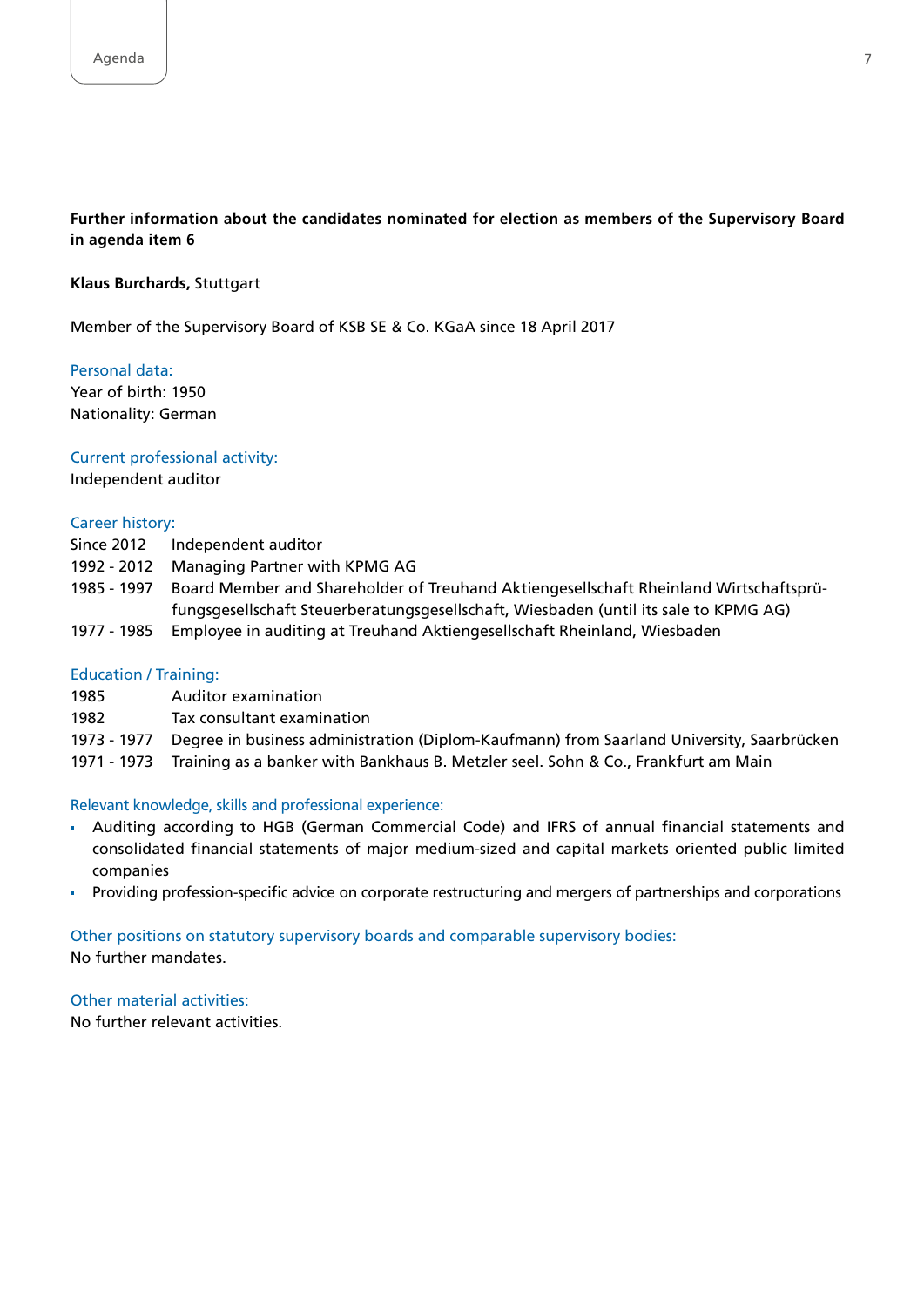**Further information about the candidates nominated for election as members of the Supervisory Board in agenda item 6**

**Klaus Burchards,** Stuttgart

Member of the Supervisory Board of KSB SE & Co. KGaA since 18 April 2017

Personal data:
Year of birth: 1950
Nationality: German

Current professional activity:
Independent auditor

Career history:

| | |
|---|---|
| Since 2012 | Independent auditor |
| 1992 - 2012 | Managing Partner with KPMG AG |
| 1985 - 1997 | Board Member and Shareholder of Treuhand Aktiengesellschaft Rheinland Wirtschaftsprüfungsgesellschaft Steuerberatungsgesellschaft, Wiesbaden (until its sale to KPMG AG) |
| 1977 - 1985 | Employee in auditing at Treuhand Aktiengesellschaft Rheinland, Wiesbaden |

Education / Training:

| | |
|---|---|
| 1985 | Auditor examination |
| 1982 | Tax consultant examination |
| 1973 - 1977 | Degree in business administration (Diplom-Kaufmann) from Saarland University, Saarbrücken |
| 1971 - 1973 | Training as a banker with Bankhaus B. Metzler seel. Sohn & Co., Frankfurt am Main |

Relevant knowledge, skills and professional experience:

- Auditing according to HGB (German Commercial Code) and IFRS of annual financial statements and consolidated financial statements of major medium-sized and capital markets oriented public limited companies
- Providing profession-specific advice on corporate restructuring and mergers of partnerships and corporations

Other positions on statutory supervisory boards and comparable supervisory bodies:
No further mandates.

Other material activities:
No further relevant activities.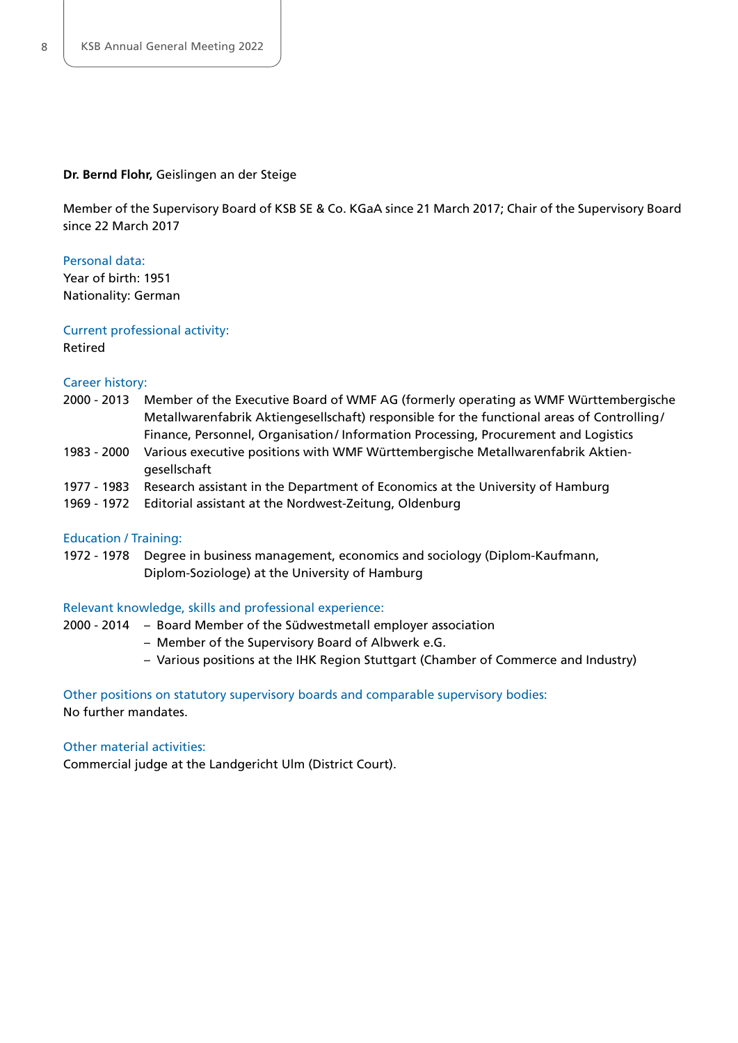**Dr. Bernd Flohr,** Geislingen an der Steige

Member of the Supervisory Board of KSB SE & Co. KGaA since 21 March 2017; Chair of the Supervisory Board since 22 March 2017

Personal data:
Year of birth: 1951
Nationality: German

Current professional activity:
Retired

Career history:

| | |
|---|---|
| 2000 - 2013 | Member of the Executive Board of WMF AG (formerly operating as WMF Württembergische Metallwarenfabrik Aktiengesellschaft) responsible for the functional areas of Controlling/ Finance, Personnel, Organisation/ Information Processing, Procurement and Logistics |
| 1983 - 2000 | Various executive positions with WMF Württembergische Metallwarenfabrik Aktiengesellschaft |
| 1977 - 1983 | Research assistant in the Department of Economics at the University of Hamburg |
| 1969 - 1972 | Editorial assistant at the Nordwest-Zeitung, Oldenburg |

Education / Training:

| | |
|---|---|
| 1972 - 1978 | Degree in business management, economics and sociology (Diplom-Kaufmann, Diplom-Soziologe) at the University of Hamburg |

Relevant knowledge, skills and professional experience:

2000 - 2014
- Board Member of the Südwestmetall employer association
- Member of the Supervisory Board of Albwerk e.G.
- Various positions at the IHK Region Stuttgart (Chamber of Commerce and Industry)

Other positions on statutory supervisory boards and comparable supervisory bodies:
No further mandates.

Other material activities:
Commercial judge at the Landgericht Ulm (District Court).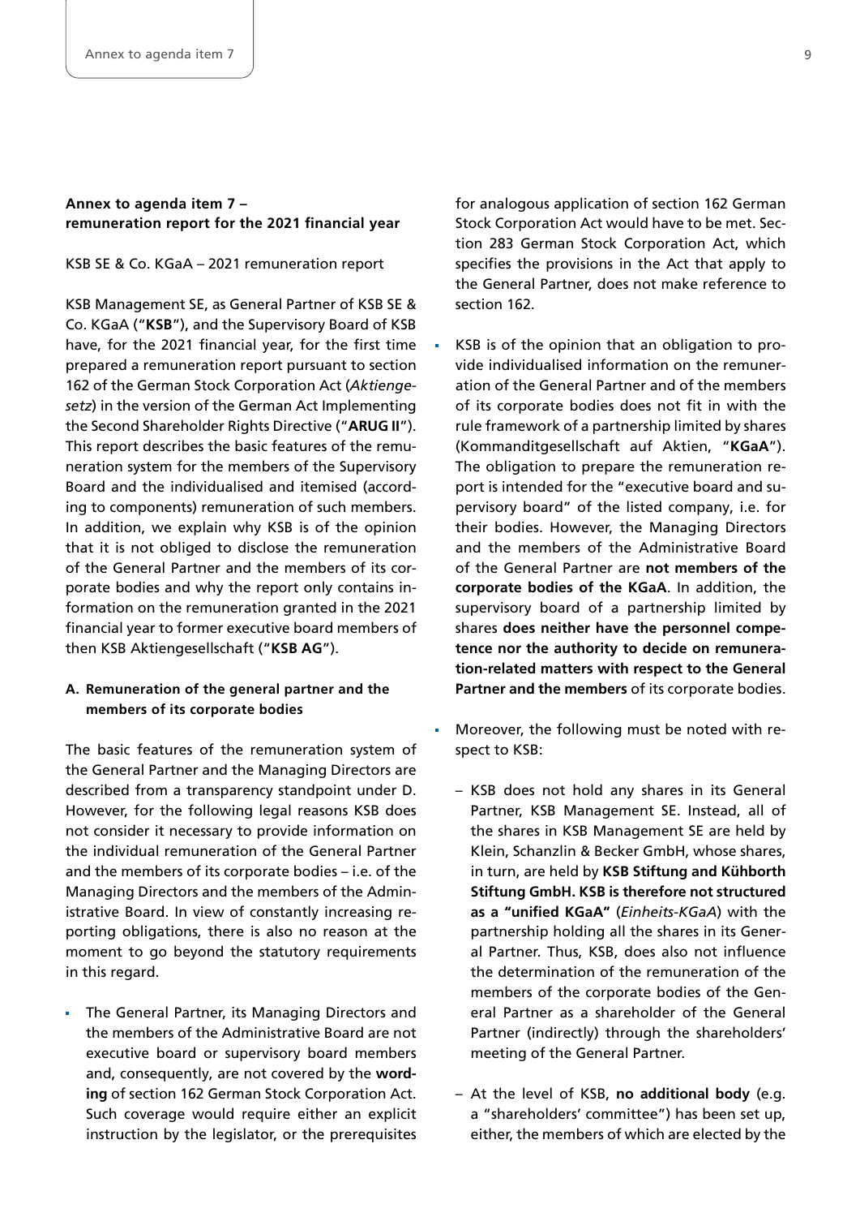**Annex to agenda item 7 – remuneration report for the 2021 financial year**

KSB SE & Co. KGaA – 2021 remuneration report

KSB Management SE, as General Partner of KSB SE & Co. KGaA ("**KSB**"), and the Supervisory Board of KSB have, for the 2021 financial year, for the first time prepared a remuneration report pursuant to section 162 of the German Stock Corporation Act (*Aktiengesetz*) in the version of the German Act Implementing the Second Shareholder Rights Directive ("**ARUG II**"). This report describes the basic features of the remuneration system for the members of the Supervisory Board and the individualised and itemised (according to components) remuneration of such members. In addition, we explain why KSB is of the opinion that it is not obliged to disclose the remuneration of the General Partner and the members of its corporate bodies and why the report only contains information on the remuneration granted in the 2021 financial year to former executive board members of then KSB Aktiengesellschaft ("**KSB AG**").

**A. Remuneration of the general partner and the members of its corporate bodies**

The basic features of the remuneration system of the General Partner and the Managing Directors are described from a transparency standpoint under D. However, for the following legal reasons KSB does not consider it necessary to provide information on the individual remuneration of the General Partner and the members of its corporate bodies – i.e. of the Managing Directors and the members of the Administrative Board. In view of constantly increasing reporting obligations, there is also no reason at the moment to go beyond the statutory requirements in this regard.

- The General Partner, its Managing Directors and the members of the Administrative Board are not executive board or supervisory board members and, consequently, are not covered by the **wording** of section 162 German Stock Corporation Act. Such coverage would require either an explicit instruction by the legislator, or the prerequisites for analogous application of section 162 German Stock Corporation Act would have to be met. Section 283 German Stock Corporation Act, which specifies the provisions in the Act that apply to the General Partner, does not make reference to section 162.
- KSB is of the opinion that an obligation to provide individualised information on the remuneration of the General Partner and of the members of its corporate bodies does not fit in with the rule framework of a partnership limited by shares (Kommanditgesellschaft auf Aktien, "**KGaA**"). The obligation to prepare the remuneration report is intended for the "executive board and supervisory board" of the listed company, i.e. for their bodies. However, the Managing Directors and the members of the Administrative Board of the General Partner are **not members of the corporate bodies of the KGaA**. In addition, the supervisory board of a partnership limited by shares **does neither have the personnel competence nor the authority to decide on remuneration-related matters with respect to the General Partner and the members** of its corporate bodies.
- Moreover, the following must be noted with respect to KSB:
  - KSB does not hold any shares in its General Partner, KSB Management SE. Instead, all of the shares in KSB Management SE are held by Klein, Schanzlin & Becker GmbH, whose shares, in turn, are held by **KSB Stiftung and Kühborth Stiftung GmbH. KSB is therefore not structured as a "unified KGaA"** (*Einheits-KGaA*) with the partnership holding all the shares in its General Partner. Thus, KSB, does also not influence the determination of the remuneration of the members of the corporate bodies of the General Partner as a shareholder of the General Partner (indirectly) through the shareholders' meeting of the General Partner.
  - At the level of KSB, **no additional body** (e.g. a "shareholders' committee") has been set up, either, the members of which are elected by the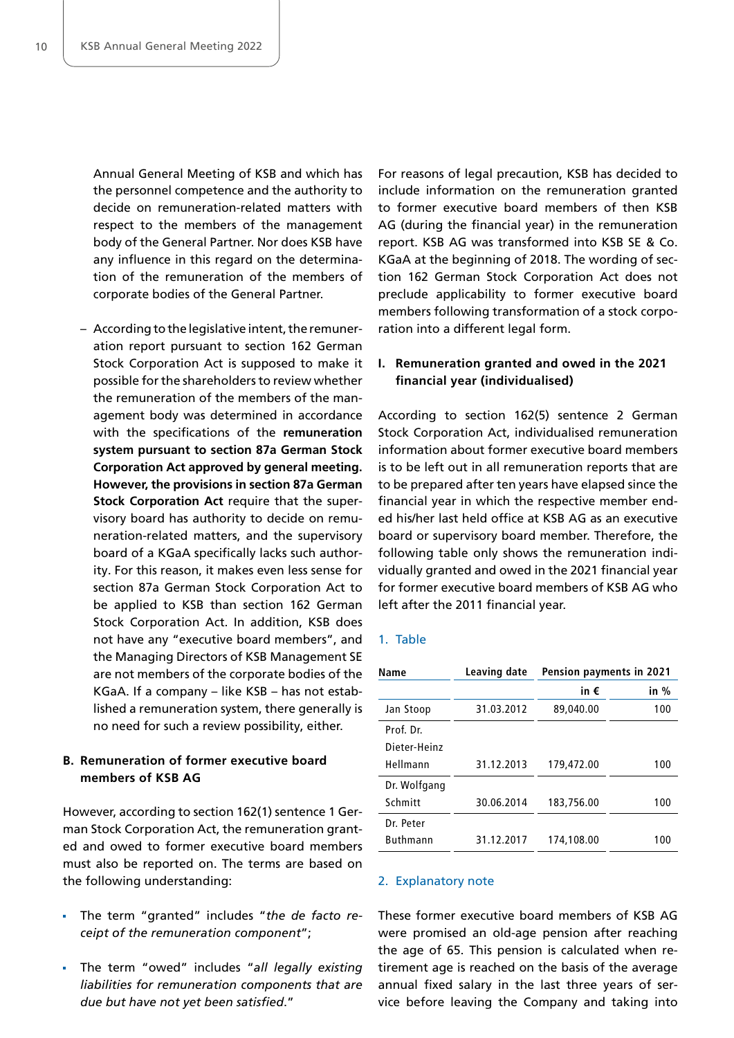Annual General Meeting of KSB and which has the personnel competence and the authority to decide on remuneration-related matters with respect to the members of the management body of the General Partner. Nor does KSB have any influence in this regard on the determination of the remuneration of the members of corporate bodies of the General Partner.

- According to the legislative intent, the remuneration report pursuant to section 162 German Stock Corporation Act is supposed to make it possible for the shareholders to review whether the remuneration of the members of the management body was determined in accordance with the specifications of the **remuneration system pursuant to section 87a German Stock Corporation Act approved by general meeting. However, the provisions in section 87a German Stock Corporation Act** require that the supervisory board has authority to decide on remuneration-related matters, and the supervisory board of a KGaA specifically lacks such authority. For this reason, it makes even less sense for section 87a German Stock Corporation Act to be applied to KSB than section 162 German Stock Corporation Act. In addition, KSB does not have any "executive board members", and the Managing Directors of KSB Management SE are not members of the corporate bodies of the KGaA. If a company – like KSB – has not established a remuneration system, there generally is no need for such a review possibility, either.

## B. Remuneration of former executive board members of KSB AG

However, according to section 162(1) sentence 1 German Stock Corporation Act, the remuneration granted and owed to former executive board members must also be reported on. The terms are based on the following understanding:

- The term "granted" includes "*the de facto receipt of the remuneration component*";
- The term "owed" includes "*all legally existing liabilities for remuneration components that are due but have not yet been satisfied.*"

For reasons of legal precaution, KSB has decided to include information on the remuneration granted to former executive board members of then KSB AG (during the financial year) in the remuneration report. KSB AG was transformed into KSB SE & Co. KGaA at the beginning of 2018. The wording of section 162 German Stock Corporation Act does not preclude applicability to former executive board members following transformation of a stock corporation into a different legal form.

### I. Remuneration granted and owed in the 2021 financial year (individualised)

According to section 162(5) sentence 2 German Stock Corporation Act, individualised remuneration information about former executive board members is to be left out in all remuneration reports that are to be prepared after ten years have elapsed since the financial year in which the respective member ended his/her last held office at KSB AG as an executive board or supervisory board member. Therefore, the following table only shows the remuneration individually granted and owed in the 2021 financial year for former executive board members of KSB AG who left after the 2011 financial year.

#### 1. Table

| Name | Leaving date | Pension payments in 2021 | |
|---|---|---|---|
| | | in € | in % |
| Jan Stoop | 31.03.2012 | 89,040.00 | 100 |
| Prof. Dr. Dieter-Heinz Hellmann | 31.12.2013 | 179,472.00 | 100 |
| Dr. Wolfgang Schmitt | 30.06.2014 | 183,756.00 | 100 |
| Dr. Peter Buthmann | 31.12.2017 | 174,108.00 | 100 |

#### 2. Explanatory note

These former executive board members of KSB AG were promised an old-age pension after reaching the age of 65. This pension is calculated when retirement age is reached on the basis of the average annual fixed salary in the last three years of service before leaving the Company and taking into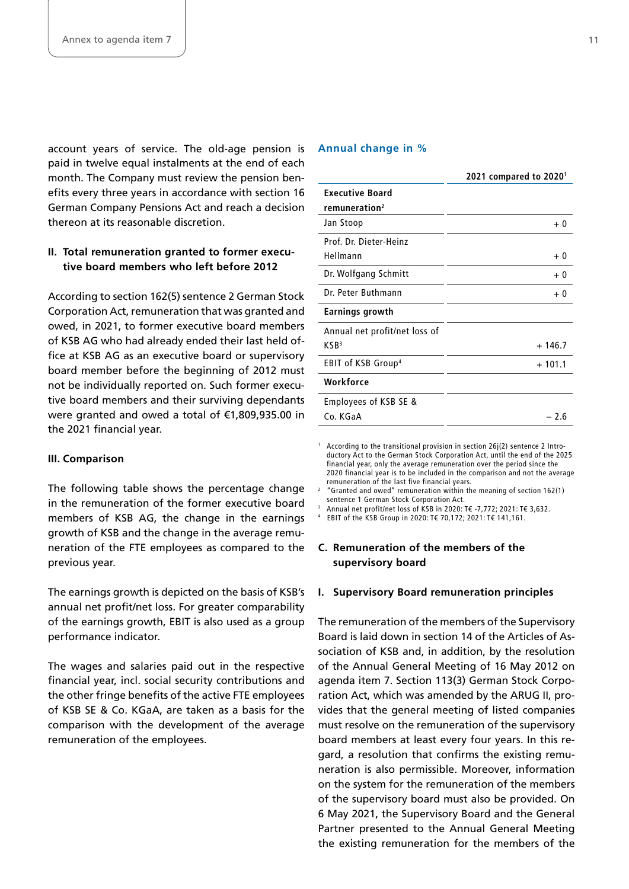account years of service. The old-age pension is paid in twelve equal instalments at the end of each month. The Company must review the pension benefits every three years in accordance with section 16 German Company Pensions Act and reach a decision thereon at its reasonable discretion.

### II. Total remuneration granted to former executive board members who left before 2012

According to section 162(5) sentence 2 German Stock Corporation Act, remuneration that was granted and owed, in 2021, to former executive board members of KSB AG who had already ended their last held office at KSB AG as an executive board or supervisory board member before the beginning of 2012 must not be individually reported on. Such former executive board members and their surviving dependants were granted and owed a total of €1,809,935.00 in the 2021 financial year.

### III. Comparison

The following table shows the percentage change in the remuneration of the former executive board members of KSB AG, the change in the earnings growth of KSB and the change in the average remuneration of the FTE employees as compared to the previous year.

The earnings growth is depicted on the basis of KSB's annual net profit/net loss. For greater comparability of the earnings growth, EBIT is also used as a group performance indicator.

The wages and salaries paid out in the respective financial year, incl. social security contributions and the other fringe benefits of the active FTE employees of KSB SE & Co. KGaA, are taken as a basis for the comparison with the development of the average remuneration of the employees.

**Annual change in %**

| | 2021 compared to 2020[1] |
|---|---|
| **Executive Board remuneration**[2] | |
| Jan Stoop | + 0 |
| Prof. Dr. Dieter-Heinz Hellmann | + 0 |
| Dr. Wolfgang Schmitt | + 0 |
| Dr. Peter Buthmann | + 0 |
| **Earnings growth** | |
| Annual net profit/net loss of KSB[3] | + 146.7 |
| EBIT of KSB Group[4] | + 101.1 |
| **Workforce** | |
| Employees of KSB SE & Co. KGaA | – 2.6 |

[1] According to the transitional provision in section 26j(2) sentence 2 Introductory Act to the German Stock Corporation Act, until the end of the 2025 financial year, only the average remuneration over the period since the 2020 financial year is to be included in the comparison and not the average remuneration of the last five financial years.
[2] "Granted and owed" remuneration within the meaning of section 162(1) sentence 1 German Stock Corporation Act.
[3] Annual net profit/net loss of KSB in 2020: T€ -7,772; 2021: T€ 3,632.
[4] EBIT of the KSB Group in 2020: T€ 70,172; 2021: T€ 141,161.

## C. Remuneration of the members of the supervisory board

### I. Supervisory Board remuneration principles

The remuneration of the members of the Supervisory Board is laid down in section 14 of the Articles of Association of KSB and, in addition, by the resolution of the Annual General Meeting of 16 May 2012 on agenda item 7. Section 113(3) German Stock Corporation Act, which was amended by the ARUG II, provides that the general meeting of listed companies must resolve on the remuneration of the supervisory board members at least every four years. In this regard, a resolution that confirms the existing remuneration is also permissible. Moreover, information on the system for the remuneration of the members of the supervisory board must also be provided. On 6 May 2021, the Supervisory Board and the General Partner presented to the Annual General Meeting the existing remuneration for the members of the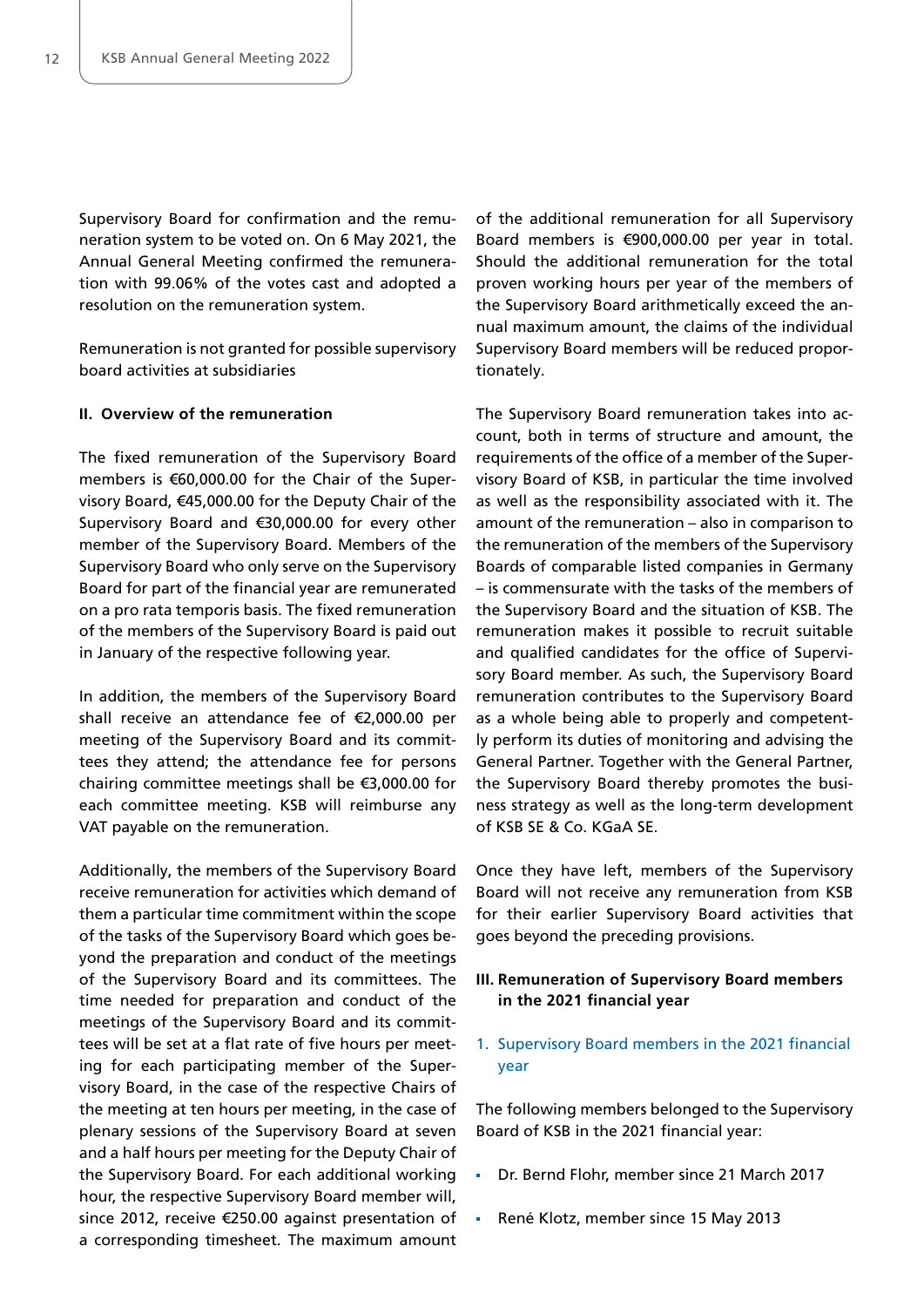Supervisory Board for confirmation and the remuneration system to be voted on. On 6 May 2021, the Annual General Meeting confirmed the remuneration with 99.06% of the votes cast and adopted a resolution on the remuneration system.

Remuneration is not granted for possible supervisory board activities at subsidiaries

## II. Overview of the remuneration

The fixed remuneration of the Supervisory Board members is €60,000.00 for the Chair of the Supervisory Board, €45,000.00 for the Deputy Chair of the Supervisory Board and €30,000.00 for every other member of the Supervisory Board. Members of the Supervisory Board who only serve on the Supervisory Board for part of the financial year are remunerated on a pro rata temporis basis. The fixed remuneration of the members of the Supervisory Board is paid out in January of the respective following year.

In addition, the members of the Supervisory Board shall receive an attendance fee of €2,000.00 per meeting of the Supervisory Board and its committees they attend; the attendance fee for persons chairing committee meetings shall be €3,000.00 for each committee meeting. KSB will reimburse any VAT payable on the remuneration.

Additionally, the members of the Supervisory Board receive remuneration for activities which demand of them a particular time commitment within the scope of the tasks of the Supervisory Board which goes beyond the preparation and conduct of the meetings of the Supervisory Board and its committees. The time needed for preparation and conduct of the meetings of the Supervisory Board and its committees will be set at a flat rate of five hours per meeting for each participating member of the Supervisory Board, in the case of the respective Chairs of the meeting at ten hours per meeting, in the case of plenary sessions of the Supervisory Board at seven and a half hours per meeting for the Deputy Chair of the Supervisory Board. For each additional working hour, the respective Supervisory Board member will, since 2012, receive €250.00 against presentation of a corresponding timesheet. The maximum amount of the additional remuneration for all Supervisory Board members is €900,000.00 per year in total. Should the additional remuneration for the total proven working hours per year of the members of the Supervisory Board arithmetically exceed the annual maximum amount, the claims of the individual Supervisory Board members will be reduced proportionately.

The Supervisory Board remuneration takes into account, both in terms of structure and amount, the requirements of the office of a member of the Supervisory Board of KSB, in particular the time involved as well as the responsibility associated with it. The amount of the remuneration – also in comparison to the remuneration of the members of the Supervisory Boards of comparable listed companies in Germany – is commensurate with the tasks of the members of the Supervisory Board and the situation of KSB. The remuneration makes it possible to recruit suitable and qualified candidates for the office of Supervisory Board member. As such, the Supervisory Board remuneration contributes to the Supervisory Board as a whole being able to properly and competently perform its duties of monitoring and advising the General Partner. Together with the General Partner, the Supervisory Board thereby promotes the business strategy as well as the long-term development of KSB SE & Co. KGaA SE.

Once they have left, members of the Supervisory Board will not receive any remuneration from KSB for their earlier Supervisory Board activities that goes beyond the preceding provisions.

## III. Remuneration of Supervisory Board members in the 2021 financial year

### 1. Supervisory Board members in the 2021 financial year

The following members belonged to the Supervisory Board of KSB in the 2021 financial year:

- Dr. Bernd Flohr, member since 21 March 2017
- René Klotz, member since 15 May 2013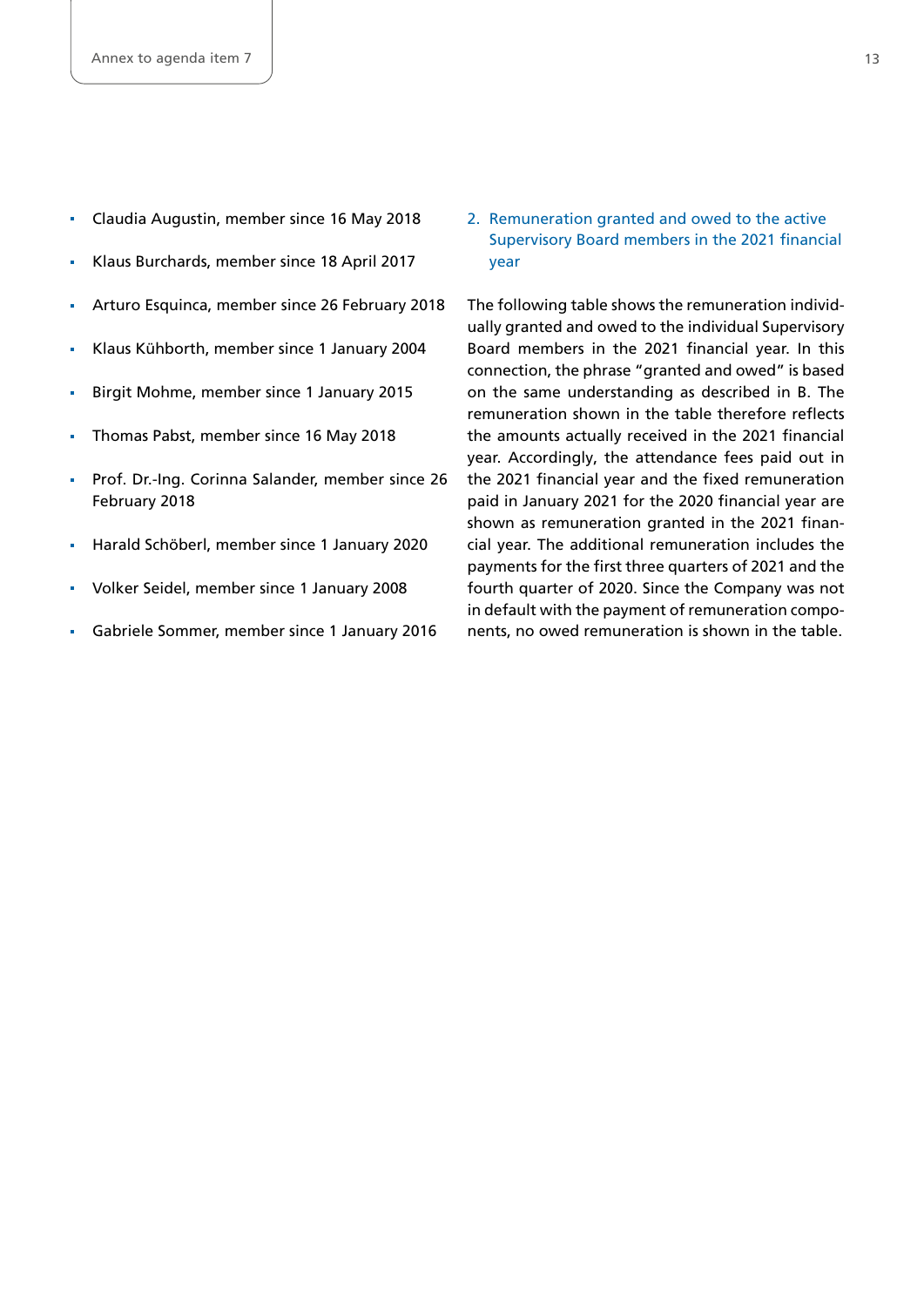- Claudia Augustin, member since 16 May 2018
- Klaus Burchards, member since 18 April 2017
- Arturo Esquinca, member since 26 February 2018
- Klaus Kühborth, member since 1 January 2004
- Birgit Mohme, member since 1 January 2015
- Thomas Pabst, member since 16 May 2018
- Prof. Dr.-Ing. Corinna Salander, member since 26 February 2018
- Harald Schöberl, member since 1 January 2020
- Volker Seidel, member since 1 January 2008
- Gabriele Sommer, member since 1 January 2016

## 2. Remuneration granted and owed to the active Supervisory Board members in the 2021 financial year

The following table shows the remuneration individually granted and owed to the individual Supervisory Board members in the 2021 financial year. In this connection, the phrase "granted and owed" is based on the same understanding as described in B. The remuneration shown in the table therefore reflects the amounts actually received in the 2021 financial year. Accordingly, the attendance fees paid out in the 2021 financial year and the fixed remuneration paid in January 2021 for the 2020 financial year are shown as remuneration granted in the 2021 financial year. The additional remuneration includes the payments for the first three quarters of 2021 and the fourth quarter of 2020. Since the Company was not in default with the payment of remuneration components, no owed remuneration is shown in the table.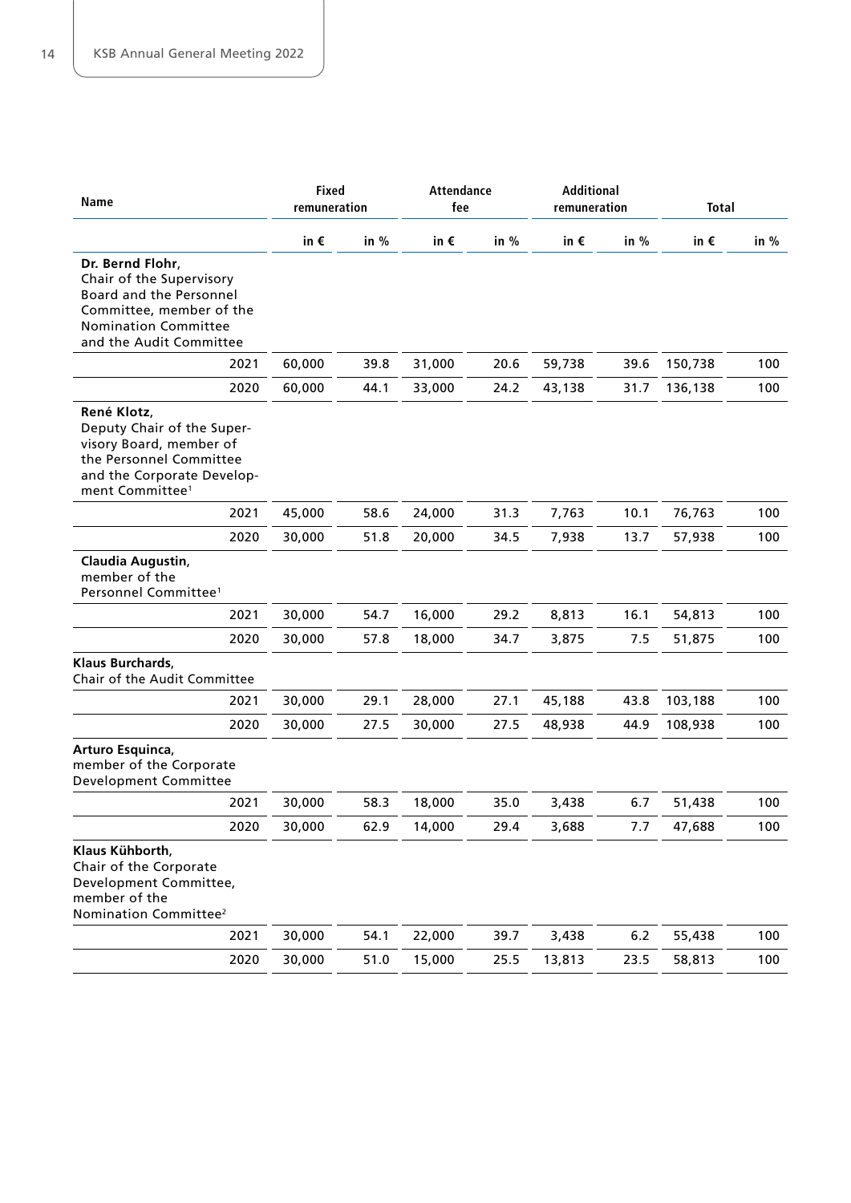| Name | Fixed remuneration | | Attendance fee | | Additional remuneration | | Total | |
|---|---|---|---|---|---|---|---|---|
| | in € | in % | in € | in % | in € | in % | in € | in % |
| **Dr. Bernd Flohr**, Chair of the Supervisory Board and the Personnel Committee, member of the Nomination Committee and the Audit Committee | | | | | | | | |
| 2021 | 60,000 | 39.8 | 31,000 | 20.6 | 59,738 | 39.6 | 150,738 | 100 |
| 2020 | 60,000 | 44.1 | 33,000 | 24.2 | 43,138 | 31.7 | 136,138 | 100 |
| **René Klotz**, Deputy Chair of the Supervisory Board, member of the Personnel Committee and the Corporate Development Committee[1] | | | | | | | | |
| 2021 | 45,000 | 58.6 | 24,000 | 31.3 | 7,763 | 10.1 | 76,763 | 100 |
| 2020 | 30,000 | 51.8 | 20,000 | 34.5 | 7,938 | 13.7 | 57,938 | 100 |
| **Claudia Augustin**, member of the Personnel Committee[1] | | | | | | | | |
| 2021 | 30,000 | 54.7 | 16,000 | 29.2 | 8,813 | 16.1 | 54,813 | 100 |
| 2020 | 30,000 | 57.8 | 18,000 | 34.7 | 3,875 | 7.5 | 51,875 | 100 |
| **Klaus Burchards**, Chair of the Audit Committee | | | | | | | | |
| 2021 | 30,000 | 29.1 | 28,000 | 27.1 | 45,188 | 43.8 | 103,188 | 100 |
| 2020 | 30,000 | 27.5 | 30,000 | 27.5 | 48,938 | 44.9 | 108,938 | 100 |
| **Arturo Esquinca**, member of the Corporate Development Committee | | | | | | | | |
| 2021 | 30,000 | 58.3 | 18,000 | 35.0 | 3,438 | 6.7 | 51,438 | 100 |
| 2020 | 30,000 | 62.9 | 14,000 | 29.4 | 3,688 | 7.7 | 47,688 | 100 |
| **Klaus Kühborth**, Chair of the Corporate Development Committee, member of the Nomination Committee[2] | | | | | | | | |
| 2021 | 30,000 | 54.1 | 22,000 | 39.7 | 3,438 | 6.2 | 55,438 | 100 |
| 2020 | 30,000 | 51.0 | 15,000 | 25.5 | 13,813 | 23.5 | 58,813 | 100 |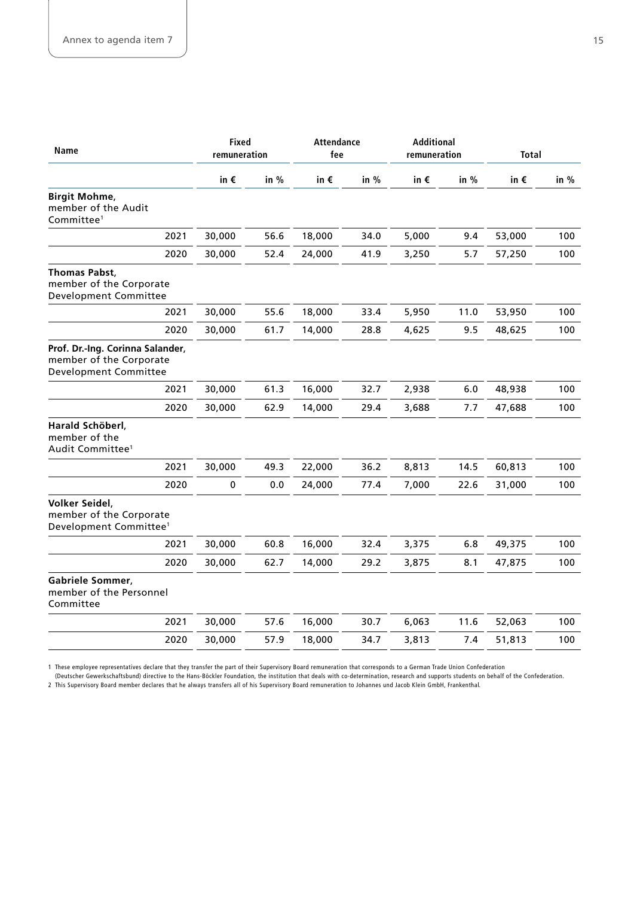| Name | | Fixed remuneration | | Attendance fee | | Additional remuneration | | Total | |
|---|---|---|---|---|---|---|---|---|---|
| | | in € | in % | in € | in % | in € | in % | in € | in % |
| **Birgit Mohme**, member of the Audit Committee[1] | | | | | | | | | |
| | 2021 | 30,000 | 56.6 | 18,000 | 34.0 | 5,000 | 9.4 | 53,000 | 100 |
| | 2020 | 30,000 | 52.4 | 24,000 | 41.9 | 3,250 | 5.7 | 57,250 | 100 |
| **Thomas Pabst**, member of the Corporate Development Committee | | | | | | | | | |
| | 2021 | 30,000 | 55.6 | 18,000 | 33.4 | 5,950 | 11.0 | 53,950 | 100 |
| | 2020 | 30,000 | 61.7 | 14,000 | 28.8 | 4,625 | 9.5 | 48,625 | 100 |
| **Prof. Dr.-Ing. Corinna Salander**, member of the Corporate Development Committee | | | | | | | | | |
| | 2021 | 30,000 | 61.3 | 16,000 | 32.7 | 2,938 | 6.0 | 48,938 | 100 |
| | 2020 | 30,000 | 62.9 | 14,000 | 29.4 | 3,688 | 7.7 | 47,688 | 100 |
| **Harald Schöberl**, member of the Audit Committee[1] | | | | | | | | | |
| | 2021 | 30,000 | 49.3 | 22,000 | 36.2 | 8,813 | 14.5 | 60,813 | 100 |
| | 2020 | 0 | 0.0 | 24,000 | 77.4 | 7,000 | 22.6 | 31,000 | 100 |
| **Volker Seidel**, member of the Corporate Development Committee[1] | | | | | | | | | |
| | 2021 | 30,000 | 60.8 | 16,000 | 32.4 | 3,375 | 6.8 | 49,375 | 100 |
| | 2020 | 30,000 | 62.7 | 14,000 | 29.2 | 3,875 | 8.1 | 47,875 | 100 |
| **Gabriele Sommer**, member of the Personnel Committee | | | | | | | | | |
| | 2021 | 30,000 | 57.6 | 16,000 | 30.7 | 6,063 | 11.6 | 52,063 | 100 |
| | 2020 | 30,000 | 57.9 | 18,000 | 34.7 | 3,813 | 7.4 | 51,813 | 100 |

1 These employee representatives declare that they transfer the part of their Supervisory Board remuneration that corresponds to a German Trade Union Confederation (Deutscher Gewerkschaftsbund) directive to the Hans-Böckler Foundation, the institution that deals with co-determination, research and supports students on behalf of the Confederation.

2 This Supervisory Board member declares that he always transfers all of his Supervisory Board remuneration to Johannes und Jacob Klein GmbH, Frankenthal.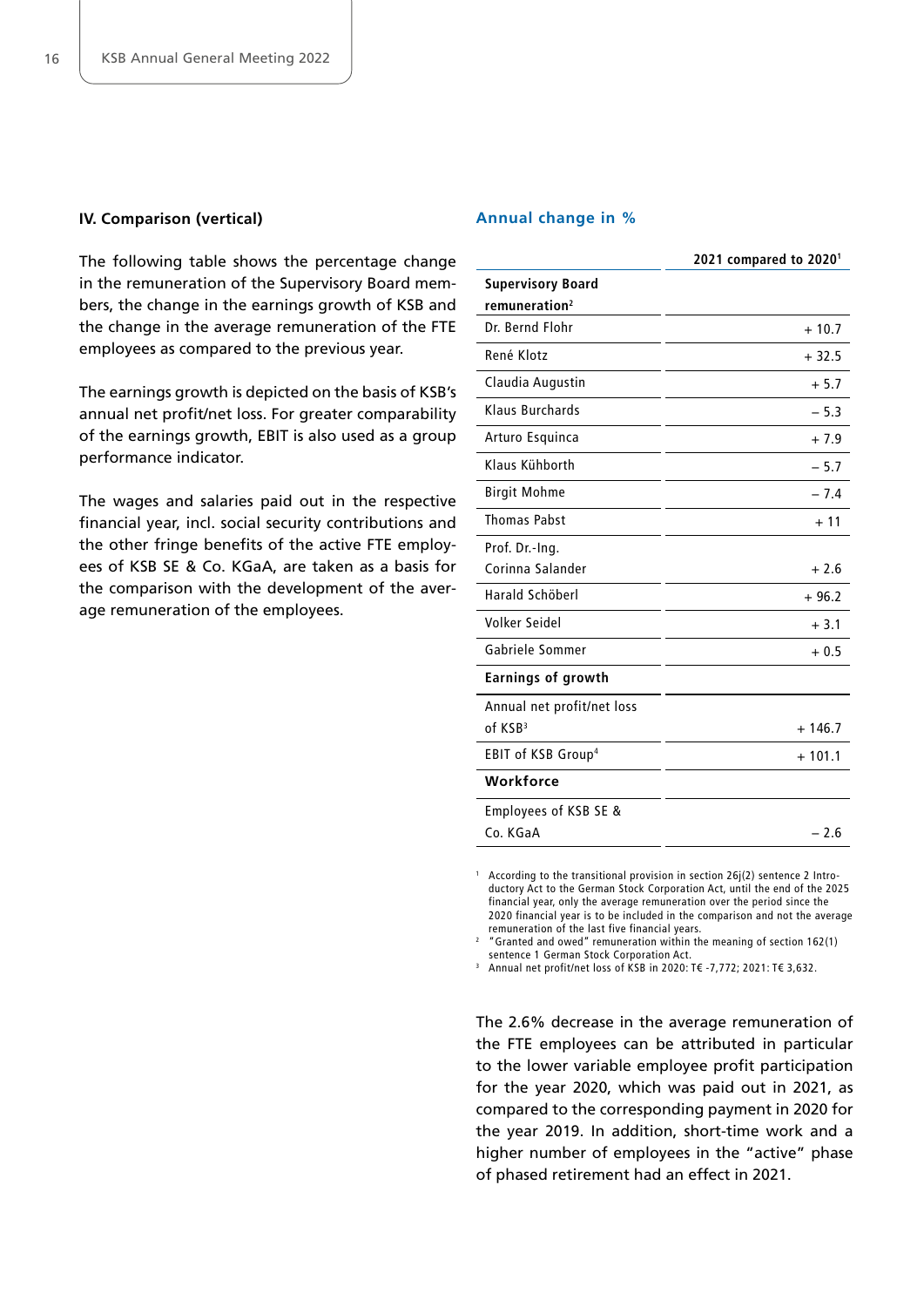### IV. Comparison (vertical)

The following table shows the percentage change in the remuneration of the Supervisory Board members, the change in the earnings growth of KSB and the change in the average remuneration of the FTE employees as compared to the previous year.

The earnings growth is depicted on the basis of KSB's annual net profit/net loss. For greater comparability of the earnings growth, EBIT is also used as a group performance indicator.

The wages and salaries paid out in the respective financial year, incl. social security contributions and the other fringe benefits of the active FTE employees of KSB SE & Co. KGaA, are taken as a basis for the comparison with the development of the average remuneration of the employees.

#### Annual change in %

| | 2021 compared to 2020[1] |
|---|---|
| **Supervisory Board remuneration[2]** | |
| Dr. Bernd Flohr | + 10.7 |
| René Klotz | + 32.5 |
| Claudia Augustin | + 5.7 |
| Klaus Burchards | – 5.3 |
| Arturo Esquinca | + 7.9 |
| Klaus Kühborth | – 5.7 |
| Birgit Mohme | – 7.4 |
| Thomas Pabst | + 11 |
| Prof. Dr.-Ing. Corinna Salander | + 2.6 |
| Harald Schöberl | + 96.2 |
| Volker Seidel | + 3.1 |
| Gabriele Sommer | + 0.5 |
| **Earnings of growth** | |
| Annual net profit/net loss of KSB[3] | + 146.7 |
| EBIT of KSB Group[4] | + 101.1 |
| **Workforce** | |
| Employees of KSB SE & Co. KGaA | – 2.6 |

[1] According to the transitional provision in section 26j(2) sentence 2 Introductory Act to the German Stock Corporation Act, until the end of the 2025 financial year, only the average remuneration over the period since the 2020 financial year is to be included in the comparison and not the average remuneration of the last five financial years.

[2] "Granted and owed" remuneration within the meaning of section 162(1) sentence 1 German Stock Corporation Act.

[3] Annual net profit/net loss of KSB in 2020: T€ -7,772; 2021: T€ 3,632.

The 2.6% decrease in the average remuneration of the FTE employees can be attributed in particular to the lower variable employee profit participation for the year 2020, which was paid out in 2021, as compared to the corresponding payment in 2020 for the year 2019. In addition, short-time work and a higher number of employees in the "active" phase of phased retirement had an effect in 2021.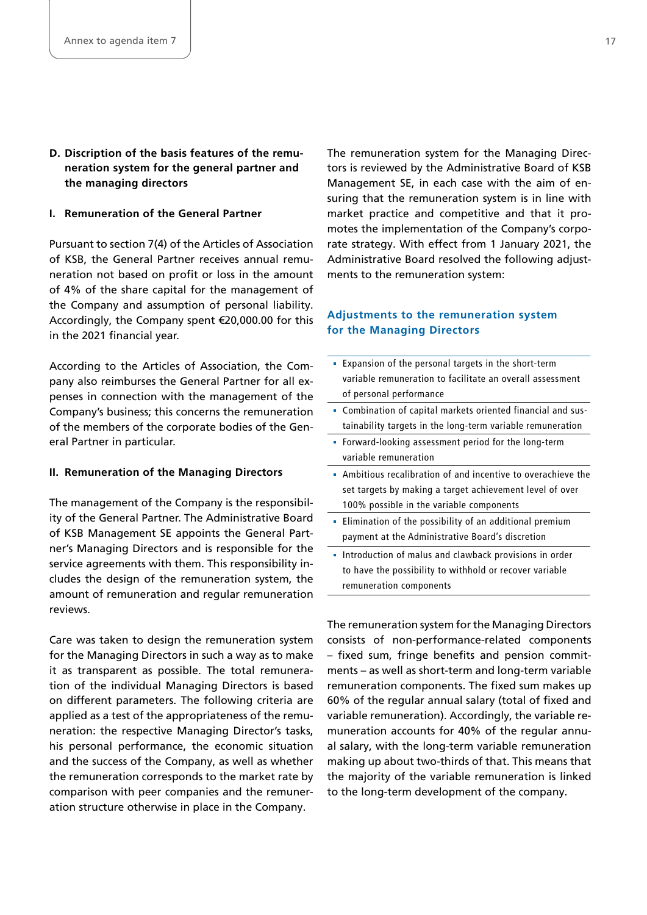## D. Discription of the basis features of the remuneration system for the general partner and the managing directors

### I. Remuneration of the General Partner

Pursuant to section 7(4) of the Articles of Association of KSB, the General Partner receives annual remuneration not based on profit or loss in the amount of 4% of the share capital for the management of the Company and assumption of personal liability. Accordingly, the Company spent €20,000.00 for this in the 2021 financial year.

According to the Articles of Association, the Company also reimburses the General Partner for all expenses in connection with the management of the Company's business; this concerns the remuneration of the members of the corporate bodies of the General Partner in particular.

### II. Remuneration of the Managing Directors

The management of the Company is the responsibility of the General Partner. The Administrative Board of KSB Management SE appoints the General Partner's Managing Directors and is responsible for the service agreements with them. This responsibility includes the design of the remuneration system, the amount of remuneration and regular remuneration reviews.

Care was taken to design the remuneration system for the Managing Directors in such a way as to make it as transparent as possible. The total remuneration of the individual Managing Directors is based on different parameters. The following criteria are applied as a test of the appropriateness of the remuneration: the respective Managing Director's tasks, his personal performance, the economic situation and the success of the Company, as well as whether the remuneration corresponds to the market rate by comparison with peer companies and the remuneration structure otherwise in place in the Company.

The remuneration system for the Managing Directors is reviewed by the Administrative Board of KSB Management SE, in each case with the aim of ensuring that the remuneration system is in line with market practice and competitive and that it promotes the implementation of the Company's corporate strategy. With effect from 1 January 2021, the Administrative Board resolved the following adjustments to the remuneration system:

**Adjustments to the remuneration system for the Managing Directors**

- Expansion of the personal targets in the short-term variable remuneration to facilitate an overall assessment of personal performance
- Combination of capital markets oriented financial and sustainability targets in the long-term variable remuneration
- Forward-looking assessment period for the long-term variable remuneration
- Ambitious recalibration of and incentive to overachieve the set targets by making a target achievement level of over 100% possible in the variable components
- Elimination of the possibility of an additional premium payment at the Administrative Board's discretion
- Introduction of malus and clawback provisions in order to have the possibility to withhold or recover variable remuneration components

The remuneration system for the Managing Directors consists of non-performance-related components – fixed sum, fringe benefits and pension commitments – as well as short-term and long-term variable remuneration components. The fixed sum makes up 60% of the regular annual salary (total of fixed and variable remuneration). Accordingly, the variable remuneration accounts for 40% of the regular annual salary, with the long-term variable remuneration making up about two-thirds of that. This means that the majority of the variable remuneration is linked to the long-term development of the company.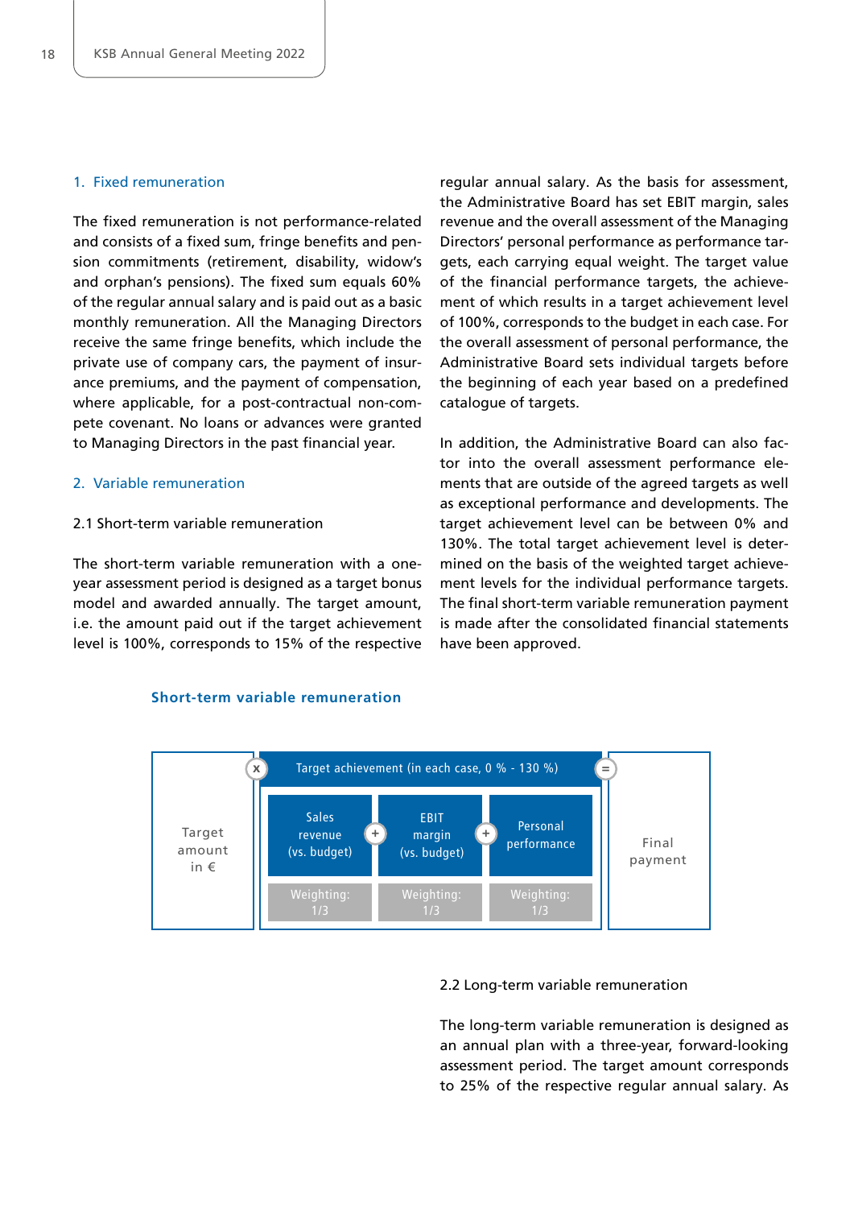### 1. Fixed remuneration

The fixed remuneration is not performance-related and consists of a fixed sum, fringe benefits and pension commitments (retirement, disability, widow's and orphan's pensions). The fixed sum equals 60% of the regular annual salary and is paid out as a basic monthly remuneration. All the Managing Directors receive the same fringe benefits, which include the private use of company cars, the payment of insurance premiums, and the payment of compensation, where applicable, for a post-contractual non-compete covenant. No loans or advances were granted to Managing Directors in the past financial year.

### 2. Variable remuneration

#### 2.1 Short-term variable remuneration

The short-term variable remuneration with a one-year assessment period is designed as a target bonus model and awarded annually. The target amount, i.e. the amount paid out if the target achievement level is 100%, corresponds to 15% of the respective regular annual salary. As the basis for assessment, the Administrative Board has set EBIT margin, sales revenue and the overall assessment of the Managing Directors' personal performance as performance targets, each carrying equal weight. The target value of the financial performance targets, the achievement of which results in a target achievement level of 100%, corresponds to the budget in each case. For the overall assessment of personal performance, the Administrative Board sets individual targets before the beginning of each year based on a predefined catalogue of targets.

In addition, the Administrative Board can also factor into the overall assessment performance elements that are outside of the agreed targets as well as exceptional performance and developments. The target achievement level can be between 0% and 130%. The total target achievement level is determined on the basis of the weighted target achievement levels for the individual performance targets. The final short-term variable remuneration payment is made after the consolidated financial statements have been approved.

**Short-term variable remuneration**

| Target amount in € | x | Target achievement (in each case, 0 % - 130 %) | | | | | = | Final payment |
|---|---|---|---|---|---|---|---|---|
| | | Sales revenue (vs. budget) | + | EBIT margin (vs. budget) | + | Personal performance | | |
| | | Weighting: 1/3 | | Weighting: 1/3 | | Weighting: 1/3 | | |

#### 2.2 Long-term variable remuneration

The long-term variable remuneration is designed as an annual plan with a three-year, forward-looking assessment period. The target amount corresponds to 25% of the respective regular annual salary. As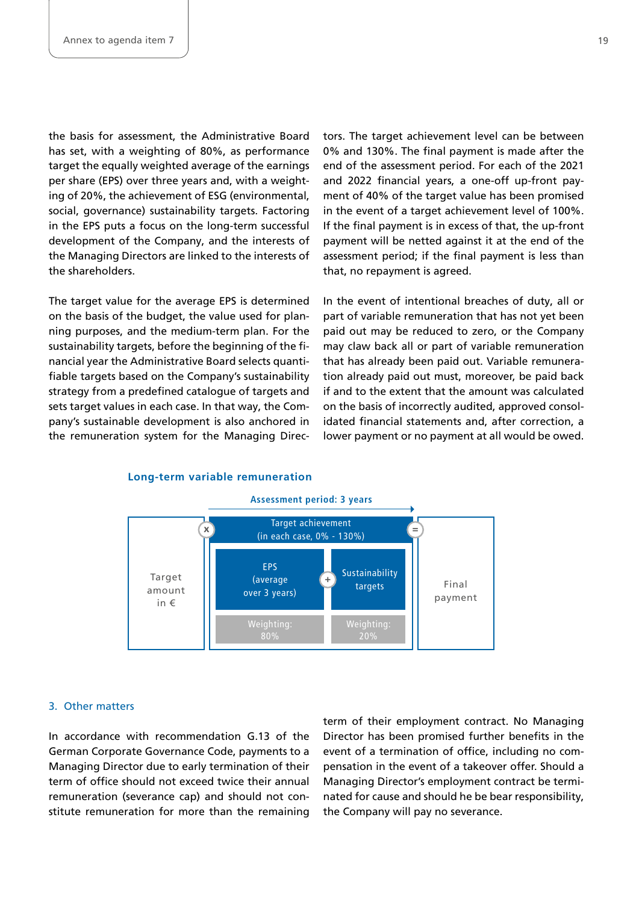the basis for assessment, the Administrative Board has set, with a weighting of 80%, as performance target the equally weighted average of the earnings per share (EPS) over three years and, with a weighting of 20%, the achievement of ESG (environmental, social, governance) sustainability targets. Factoring in the EPS puts a focus on the long-term successful development of the Company, and the interests of the Managing Directors are linked to the interests of the shareholders.

The target value for the average EPS is determined on the basis of the budget, the value used for planning purposes, and the medium-term plan. For the sustainability targets, before the beginning of the financial year the Administrative Board selects quantifiable targets based on the Company's sustainability strategy from a predefined catalogue of targets and sets target values in each case. In that way, the Company's sustainable development is also anchored in the remuneration system for the Managing Directors. The target achievement level can be between 0% and 130%. The final payment is made after the end of the assessment period. For each of the 2021 and 2022 financial years, a one-off up-front payment of 40% of the target value has been promised in the event of a target achievement level of 100%. If the final payment is in excess of that, the up-front payment will be netted against it at the end of the assessment period; if the final payment is less than that, no repayment is agreed.

In the event of intentional breaches of duty, all or part of variable remuneration that has not yet been paid out may be reduced to zero, or the Company may claw back all or part of variable remuneration that has already been paid out. Variable remuneration already paid out must, moreover, be paid back if and to the extent that the amount was calculated on the basis of incorrectly audited, approved consolidated financial statements and, after correction, a lower payment or no payment at all would be owed.

**Long-term variable remuneration**

Assessment period: 3 years

Target amount in € × Target achievement (in each case, 0% - 130%) [EPS (average over 3 years), Weighting: 80% + Sustainability targets, Weighting: 20%] = Final payment

## 3. Other matters

In accordance with recommendation G.13 of the German Corporate Governance Code, payments to a Managing Director due to early termination of their term of office should not exceed twice their annual remuneration (severance cap) and should not constitute remuneration for more than the remaining term of their employment contract. No Managing Director has been promised further benefits in the event of a termination of office, including no compensation in the event of a takeover offer. Should a Managing Director's employment contract be terminated for cause and should he be bear responsibility, the Company will pay no severance.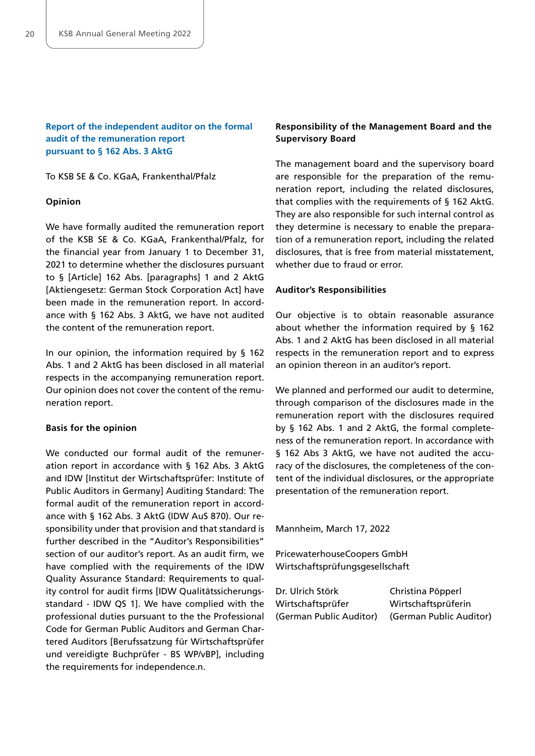## Report of the independent auditor on the formal audit of the remuneration report pursuant to § 162 Abs. 3 AktG

To KSB SE & Co. KGaA, Frankenthal/Pfalz

**Opinion**

We have formally audited the remuneration report of the KSB SE & Co. KGaA, Frankenthal/Pfalz, for the financial year from January 1 to December 31, 2021 to determine whether the disclosures pursuant to § [Article] 162 Abs. [paragraphs] 1 and 2 AktG [Aktiengesetz: German Stock Corporation Act] have been made in the remuneration report. In accordance with § 162 Abs. 3 AktG, we have not audited the content of the remuneration report.

In our opinion, the information required by § 162 Abs. 1 and 2 AktG has been disclosed in all material respects in the accompanying remuneration report. Our opinion does not cover the content of the remuneration report.

**Basis for the opinion**

We conducted our formal audit of the remuneration report in accordance with § 162 Abs. 3 AktG and IDW [Institut der Wirtschaftsprüfer: Institute of Public Auditors in Germany] Auditing Standard: The formal audit of the remuneration report in accordance with § 162 Abs. 3 AktG (IDW AuS 870). Our responsibility under that provision and that standard is further described in the "Auditor's Responsibilities" section of our auditor's report. As an audit firm, we have complied with the requirements of the IDW Quality Assurance Standard: Requirements to quality control for audit firms [IDW Qualitätssicherungsstandard - IDW QS 1]. We have complied with the professional duties pursuant to the the Professional Code for German Public Auditors and German Chartered Auditors [Berufssatzung für Wirtschaftsprüfer und vereidigte Buchprüfer - BS WP/vBP], including the requirements for independence.n.

**Responsibility of the Management Board and the Supervisory Board**

The management board and the supervisory board are responsible for the preparation of the remuneration report, including the related disclosures, that complies with the requirements of § 162 AktG. They are also responsible for such internal control as they determine is necessary to enable the preparation of a remuneration report, including the related disclosures, that is free from material misstatement, whether due to fraud or error.

**Auditor's Responsibilities**

Our objective is to obtain reasonable assurance about whether the information required by § 162 Abs. 1 and 2 AktG has been disclosed in all material respects in the remuneration report and to express an opinion thereon in an auditor's report.

We planned and performed our audit to determine, through comparison of the disclosures made in the remuneration report with the disclosures required by § 162 Abs. 1 and 2 AktG, the formal completeness of the remuneration report. In accordance with § 162 Abs 3 AktG, we have not audited the accuracy of the disclosures, the completeness of the content of the individual disclosures, or the appropriate presentation of the remuneration report.

Mannheim, March 17, 2022

PricewaterhouseCoopers GmbH
Wirtschaftsprüfungsgesellschaft

Dr. Ulrich Störk
Wirtschaftsprüfer
(German Public Auditor)

Christina Pöpperl
Wirtschaftsprüferin
(German Public Auditor)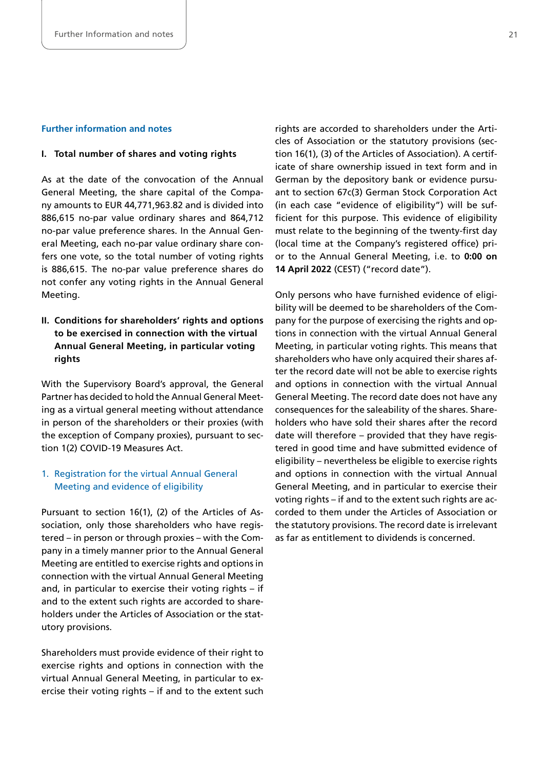## Further information and notes

### I. Total number of shares and voting rights

As at the date of the convocation of the Annual General Meeting, the share capital of the Company amounts to EUR 44,771,963.82 and is divided into 886,615 no-par value ordinary shares and 864,712 no-par value preference shares. In the Annual General Meeting, each no-par value ordinary share confers one vote, so the total number of voting rights is 886,615. The no-par value preference shares do not confer any voting rights in the Annual General Meeting.

### II. Conditions for shareholders' rights and options to be exercised in connection with the virtual Annual General Meeting, in particular voting rights

With the Supervisory Board's approval, the General Partner has decided to hold the Annual General Meeting as a virtual general meeting without attendance in person of the shareholders or their proxies (with the exception of Company proxies), pursuant to section 1(2) COVID-19 Measures Act.

#### 1. Registration for the virtual Annual General Meeting and evidence of eligibility

Pursuant to section 16(1), (2) of the Articles of Association, only those shareholders who have registered – in person or through proxies – with the Company in a timely manner prior to the Annual General Meeting are entitled to exercise rights and options in connection with the virtual Annual General Meeting and, in particular to exercise their voting rights – if and to the extent such rights are accorded to shareholders under the Articles of Association or the statutory provisions.

Shareholders must provide evidence of their right to exercise rights and options in connection with the virtual Annual General Meeting, in particular to exercise their voting rights – if and to the extent such rights are accorded to shareholders under the Articles of Association or the statutory provisions (section 16(1), (3) of the Articles of Association). A certificate of share ownership issued in text form and in German by the depository bank or evidence pursuant to section 67c(3) German Stock Corporation Act (in each case "evidence of eligibility") will be sufficient for this purpose. This evidence of eligibility must relate to the beginning of the twenty-first day (local time at the Company's registered office) prior to the Annual General Meeting, i.e. to **0:00 on 14 April 2022** (CEST) ("record date").

Only persons who have furnished evidence of eligibility will be deemed to be shareholders of the Company for the purpose of exercising the rights and options in connection with the virtual Annual General Meeting, in particular voting rights. This means that shareholders who have only acquired their shares after the record date will not be able to exercise rights and options in connection with the virtual Annual General Meeting. The record date does not have any consequences for the saleability of the shares. Shareholders who have sold their shares after the record date will therefore – provided that they have registered in good time and have submitted evidence of eligibility – nevertheless be eligible to exercise rights and options in connection with the virtual Annual General Meeting, and in particular to exercise their voting rights – if and to the extent such rights are accorded to them under the Articles of Association or the statutory provisions. The record date is irrelevant as far as entitlement to dividends is concerned.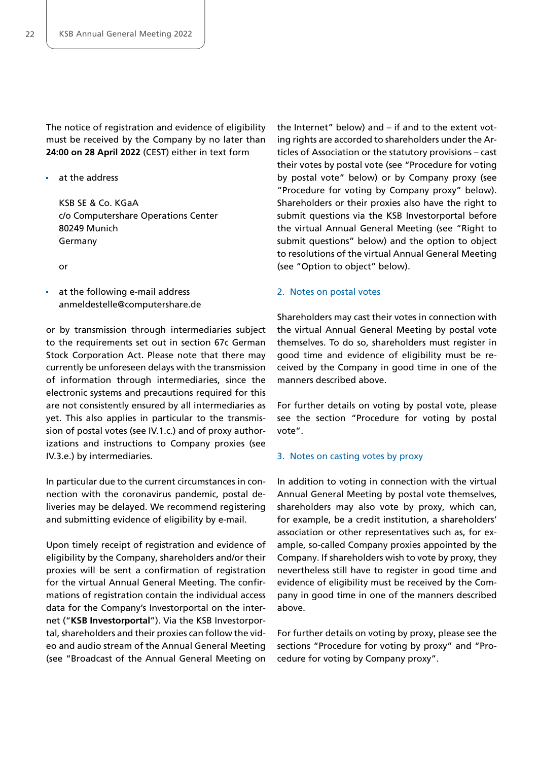The notice of registration and evidence of eligibility must be received by the Company by no later than **24:00 on 28 April 2022** (CEST) either in text form

- at the address

  KSB SE & Co. KGaA
  c/o Computershare Operations Center
  80249 Munich
  Germany

  or

- at the following e-mail address
  anmeldestelle@computershare.de

or by transmission through intermediaries subject to the requirements set out in section 67c German Stock Corporation Act. Please note that there may currently be unforeseen delays with the transmission of information through intermediaries, since the electronic systems and precautions required for this are not consistently ensured by all intermediaries as yet. This also applies in particular to the transmission of postal votes (see IV.1.c.) and of proxy authorizations and instructions to Company proxies (see IV.3.e.) by intermediaries.

In particular due to the current circumstances in connection with the coronavirus pandemic, postal deliveries may be delayed. We recommend registering and submitting evidence of eligibility by e-mail.

Upon timely receipt of registration and evidence of eligibility by the Company, shareholders and/or their proxies will be sent a confirmation of registration for the virtual Annual General Meeting. The confirmations of registration contain the individual access data for the Company's Investorportal on the internet ("**KSB Investorportal**"). Via the KSB Investorportal, shareholders and their proxies can follow the video and audio stream of the Annual General Meeting (see "Broadcast of the Annual General Meeting on the Internet" below) and – if and to the extent voting rights are accorded to shareholders under the Articles of Association or the statutory provisions – cast their votes by postal vote (see "Procedure for voting by postal vote" below) or by Company proxy (see "Procedure for voting by Company proxy" below). Shareholders or their proxies also have the right to submit questions via the KSB Investorportal before the virtual Annual General Meeting (see "Right to submit questions" below) and the option to object to resolutions of the virtual Annual General Meeting (see "Option to object" below).

## 2. Notes on postal votes

Shareholders may cast their votes in connection with the virtual Annual General Meeting by postal vote themselves. To do so, shareholders must register in good time and evidence of eligibility must be received by the Company in good time in one of the manners described above.

For further details on voting by postal vote, please see the section "Procedure for voting by postal vote".

## 3. Notes on casting votes by proxy

In addition to voting in connection with the virtual Annual General Meeting by postal vote themselves, shareholders may also vote by proxy, which can, for example, be a credit institution, a shareholders' association or other representatives such as, for example, so-called Company proxies appointed by the Company. If shareholders wish to vote by proxy, they nevertheless still have to register in good time and evidence of eligibility must be received by the Company in good time in one of the manners described above.

For further details on voting by proxy, please see the sections "Procedure for voting by proxy" and "Procedure for voting by Company proxy".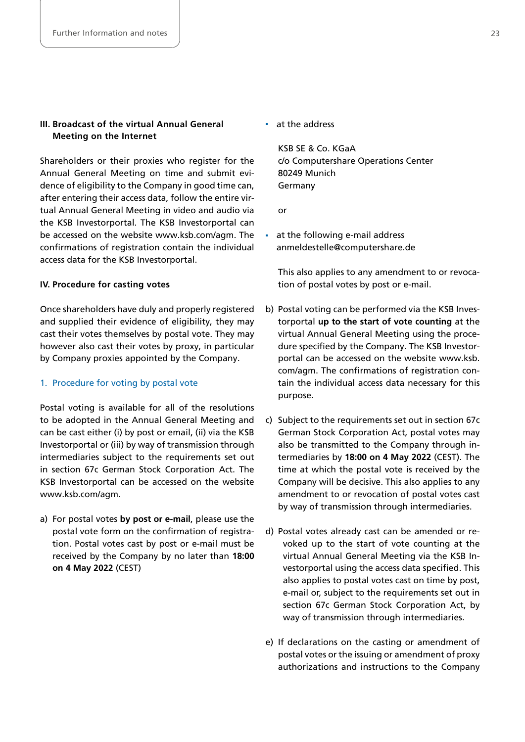### III. Broadcast of the virtual Annual General Meeting on the Internet

Shareholders or their proxies who register for the Annual General Meeting on time and submit evidence of eligibility to the Company in good time can, after entering their access data, follow the entire virtual Annual General Meeting in video and audio via the KSB Investorportal. The KSB Investorportal can be accessed on the website www.ksb.com/agm. The confirmations of registration contain the individual access data for the KSB Investorportal.

### IV. Procedure for casting votes

Once shareholders have duly and properly registered and supplied their evidence of eligibility, they may cast their votes themselves by postal vote. They may however also cast their votes by proxy, in particular by Company proxies appointed by the Company.

#### 1. Procedure for voting by postal vote

Postal voting is available for all of the resolutions to be adopted in the Annual General Meeting and can be cast either (i) by post or email, (ii) via the KSB Investorportal or (iii) by way of transmission through intermediaries subject to the requirements set out in section 67c German Stock Corporation Act. The KSB Investorportal can be accessed on the website www.ksb.com/agm.

a) For postal votes **by post or e-mail**, please use the postal vote form on the confirmation of registration. Postal votes cast by post or e-mail must be received by the Company by no later than **18:00 on 4 May 2022** (CEST)

- at the address

  KSB SE & Co. KGaA
  c/o Computershare Operations Center
  80249 Munich
  Germany

  or

- at the following e-mail address anmeldestelle@computershare.de

  This also applies to any amendment to or revocation of postal votes by post or e-mail.

b) Postal voting can be performed via the KSB Investorportal **up to the start of vote counting** at the virtual Annual General Meeting using the procedure specified by the Company. The KSB Investorportal can be accessed on the website www.ksb.com/agm. The confirmations of registration contain the individual access data necessary for this purpose.

c) Subject to the requirements set out in section 67c German Stock Corporation Act, postal votes may also be transmitted to the Company through intermediaries by **18:00 on 4 May 2022** (CEST). The time at which the postal vote is received by the Company will be decisive. This also applies to any amendment to or revocation of postal votes cast by way of transmission through intermediaries.

d) Postal votes already cast can be amended or revoked up to the start of vote counting at the virtual Annual General Meeting via the KSB Investorportal using the access data specified. This also applies to postal votes cast on time by post, e-mail or, subject to the requirements set out in section 67c German Stock Corporation Act, by way of transmission through intermediaries.

e) If declarations on the casting or amendment of postal votes or the issuing or amendment of proxy authorizations and instructions to the Company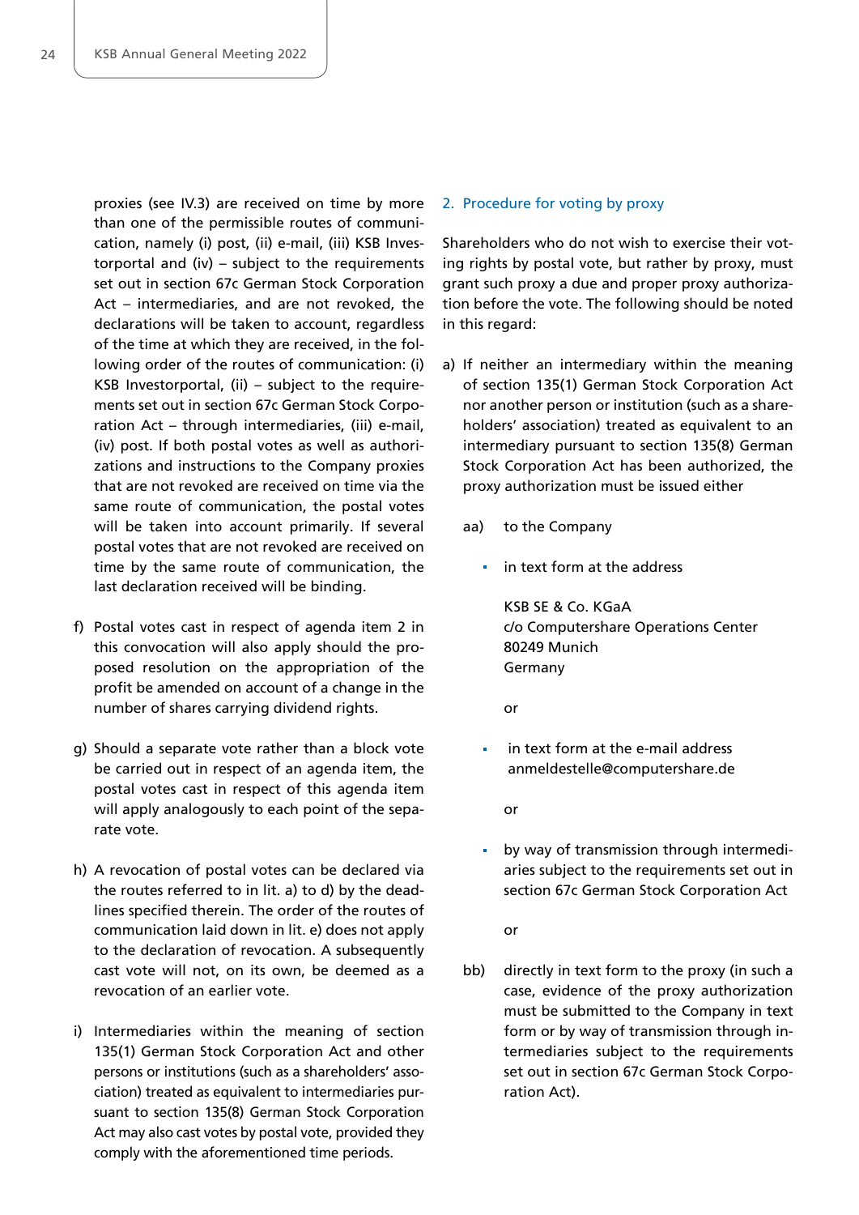proxies (see IV.3) are received on time by more than one of the permissible routes of communication, namely (i) post, (ii) e-mail, (iii) KSB Investorportal and (iv) – subject to the requirements set out in section 67c German Stock Corporation Act – intermediaries, and are not revoked, the declarations will be taken to account, regardless of the time at which they are received, in the following order of the routes of communication: (i) KSB Investorportal, (ii) – subject to the requirements set out in section 67c German Stock Corporation Act – through intermediaries, (iii) e-mail, (iv) post. If both postal votes as well as authorizations and instructions to the Company proxies that are not revoked are received on time via the same route of communication, the postal votes will be taken into account primarily. If several postal votes that are not revoked are received on time by the same route of communication, the last declaration received will be binding.

f) Postal votes cast in respect of agenda item 2 in this convocation will also apply should the proposed resolution on the appropriation of the profit be amended on account of a change in the number of shares carrying dividend rights.

g) Should a separate vote rather than a block vote be carried out in respect of an agenda item, the postal votes cast in respect of this agenda item will apply analogously to each point of the separate vote.

h) A revocation of postal votes can be declared via the routes referred to in lit. a) to d) by the deadlines specified therein. The order of the routes of communication laid down in lit. e) does not apply to the declaration of revocation. A subsequently cast vote will not, on its own, be deemed as a revocation of an earlier vote.

i) Intermediaries within the meaning of section 135(1) German Stock Corporation Act and other persons or institutions (such as a shareholders' association) treated as equivalent to intermediaries pursuant to section 135(8) German Stock Corporation Act may also cast votes by postal vote, provided they comply with the aforementioned time periods.

## 2. Procedure for voting by proxy

Shareholders who do not wish to exercise their voting rights by postal vote, but rather by proxy, must grant such proxy a due and proper proxy authorization before the vote. The following should be noted in this regard:

a) If neither an intermediary within the meaning of section 135(1) German Stock Corporation Act nor another person or institution (such as a shareholders' association) treated as equivalent to an intermediary pursuant to section 135(8) German Stock Corporation Act has been authorized, the proxy authorization must be issued either

   aa) to the Company

   - in text form at the address

     KSB SE & Co. KGaA
     c/o Computershare Operations Center
     80249 Munich
     Germany

     or

   - in text form at the e-mail address
     anmeldestelle@computershare.de

     or

   - by way of transmission through intermediaries subject to the requirements set out in section 67c German Stock Corporation Act

     or

   bb) directly in text form to the proxy (in such a case, evidence of the proxy authorization must be submitted to the Company in text form or by way of transmission through intermediaries subject to the requirements set out in section 67c German Stock Corporation Act).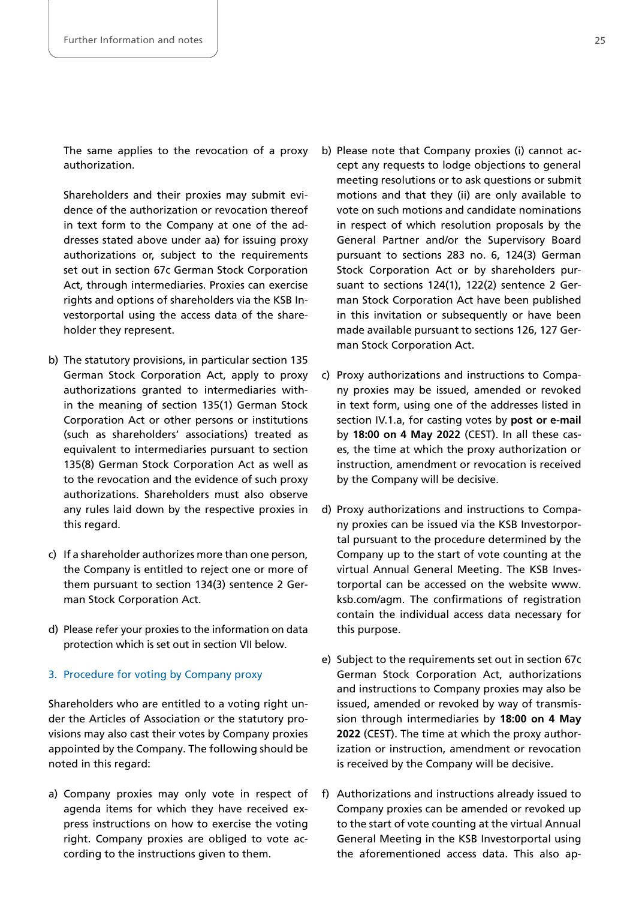The same applies to the revocation of a proxy authorization.

Shareholders and their proxies may submit evidence of the authorization or revocation thereof in text form to the Company at one of the addresses stated above under aa) for issuing proxy authorizations or, subject to the requirements set out in section 67c German Stock Corporation Act, through intermediaries. Proxies can exercise rights and options of shareholders via the KSB Investorportal using the access data of the shareholder they represent.

b) The statutory provisions, in particular section 135 German Stock Corporation Act, apply to proxy authorizations granted to intermediaries within the meaning of section 135(1) German Stock Corporation Act or other persons or institutions (such as shareholders' associations) treated as equivalent to intermediaries pursuant to section 135(8) German Stock Corporation Act as well as to the revocation and the evidence of such proxy authorizations. Shareholders must also observe any rules laid down by the respective proxies in this regard.

c) If a shareholder authorizes more than one person, the Company is entitled to reject one or more of them pursuant to section 134(3) sentence 2 German Stock Corporation Act.

d) Please refer your proxies to the information on data protection which is set out in section VII below.

### 3. Procedure for voting by Company proxy

Shareholders who are entitled to a voting right under the Articles of Association or the statutory provisions may also cast their votes by Company proxies appointed by the Company. The following should be noted in this regard:

a) Company proxies may only vote in respect of agenda items for which they have received express instructions on how to exercise the voting right. Company proxies are obliged to vote according to the instructions given to them.

b) Please note that Company proxies (i) cannot accept any requests to lodge objections to general meeting resolutions or to ask questions or submit motions and that they (ii) are only available to vote on such motions and candidate nominations in respect of which resolution proposals by the General Partner and/or the Supervisory Board pursuant to sections 283 no. 6, 124(3) German Stock Corporation Act or by shareholders pursuant to sections 124(1), 122(2) sentence 2 German Stock Corporation Act have been published in this invitation or subsequently or have been made available pursuant to sections 126, 127 German Stock Corporation Act.

c) Proxy authorizations and instructions to Company proxies may be issued, amended or revoked in text form, using one of the addresses listed in section IV.1.a, for casting votes by **post or e-mail** by **18:00 on 4 May 2022** (CEST). In all these cases, the time at which the proxy authorization or instruction, amendment or revocation is received by the Company will be decisive.

d) Proxy authorizations and instructions to Company proxies can be issued via the KSB Investorportal pursuant to the procedure determined by the Company up to the start of vote counting at the virtual Annual General Meeting. The KSB Investorportal can be accessed on the website www.ksb.com/agm. The confirmations of registration contain the individual access data necessary for this purpose.

e) Subject to the requirements set out in section 67c German Stock Corporation Act, authorizations and instructions to Company proxies may also be issued, amended or revoked by way of transmission through intermediaries by **18:00 on 4 May 2022** (CEST). The time at which the proxy authorization or instruction, amendment or revocation is received by the Company will be decisive.

f) Authorizations and instructions already issued to Company proxies can be amended or revoked up to the start of vote counting at the virtual Annual General Meeting in the KSB Investorportal using the aforementioned access data. This also ap-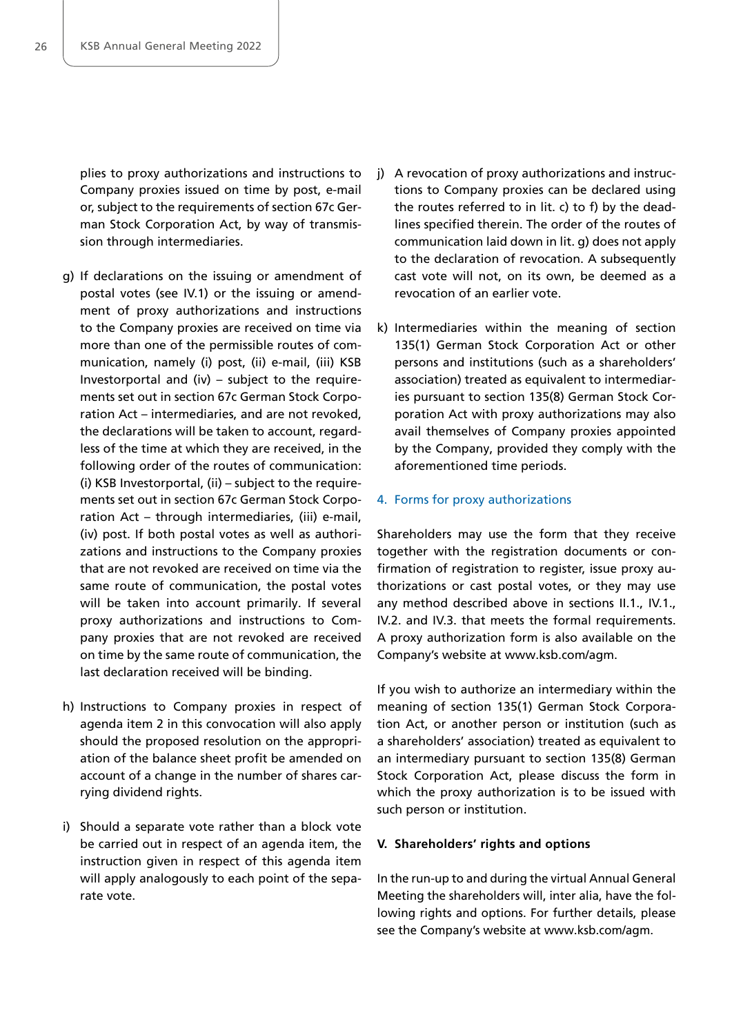plies to proxy authorizations and instructions to Company proxies issued on time by post, e-mail or, subject to the requirements of section 67c German Stock Corporation Act, by way of transmission through intermediaries.

g) If declarations on the issuing or amendment of postal votes (see IV.1) or the issuing or amendment of proxy authorizations and instructions to the Company proxies are received on time via more than one of the permissible routes of communication, namely (i) post, (ii) e-mail, (iii) KSB Investorportal and (iv) – subject to the requirements set out in section 67c German Stock Corporation Act – intermediaries, and are not revoked, the declarations will be taken to account, regardless of the time at which they are received, in the following order of the routes of communication: (i) KSB Investorportal, (ii) – subject to the requirements set out in section 67c German Stock Corporation Act – through intermediaries, (iii) e-mail, (iv) post. If both postal votes as well as authorizations and instructions to the Company proxies that are not revoked are received on time via the same route of communication, the postal votes will be taken into account primarily. If several proxy authorizations and instructions to Company proxies that are not revoked are received on time by the same route of communication, the last declaration received will be binding.

h) Instructions to Company proxies in respect of agenda item 2 in this convocation will also apply should the proposed resolution on the appropriation of the balance sheet profit be amended on account of a change in the number of shares carrying dividend rights.

i) Should a separate vote rather than a block vote be carried out in respect of an agenda item, the instruction given in respect of this agenda item will apply analogously to each point of the separate vote.

j) A revocation of proxy authorizations and instructions to Company proxies can be declared using the routes referred to in lit. c) to f) by the deadlines specified therein. The order of the routes of communication laid down in lit. g) does not apply to the declaration of revocation. A subsequently cast vote will not, on its own, be deemed as a revocation of an earlier vote.

k) Intermediaries within the meaning of section 135(1) German Stock Corporation Act or other persons and institutions (such as a shareholders' association) treated as equivalent to intermediaries pursuant to section 135(8) German Stock Corporation Act with proxy authorizations may also avail themselves of Company proxies appointed by the Company, provided they comply with the aforementioned time periods.

### 4. Forms for proxy authorizations

Shareholders may use the form that they receive together with the registration documents or confirmation of registration to register, issue proxy authorizations or cast postal votes, or they may use any method described above in sections II.1., IV.1., IV.2. and IV.3. that meets the formal requirements. A proxy authorization form is also available on the Company's website at www.ksb.com/agm.

If you wish to authorize an intermediary within the meaning of section 135(1) German Stock Corporation Act, or another person or institution (such as a shareholders' association) treated as equivalent to an intermediary pursuant to section 135(8) German Stock Corporation Act, please discuss the form in which the proxy authorization is to be issued with such person or institution.

## V. Shareholders' rights and options

In the run-up to and during the virtual Annual General Meeting the shareholders will, inter alia, have the following rights and options. For further details, please see the Company's website at www.ksb.com/agm.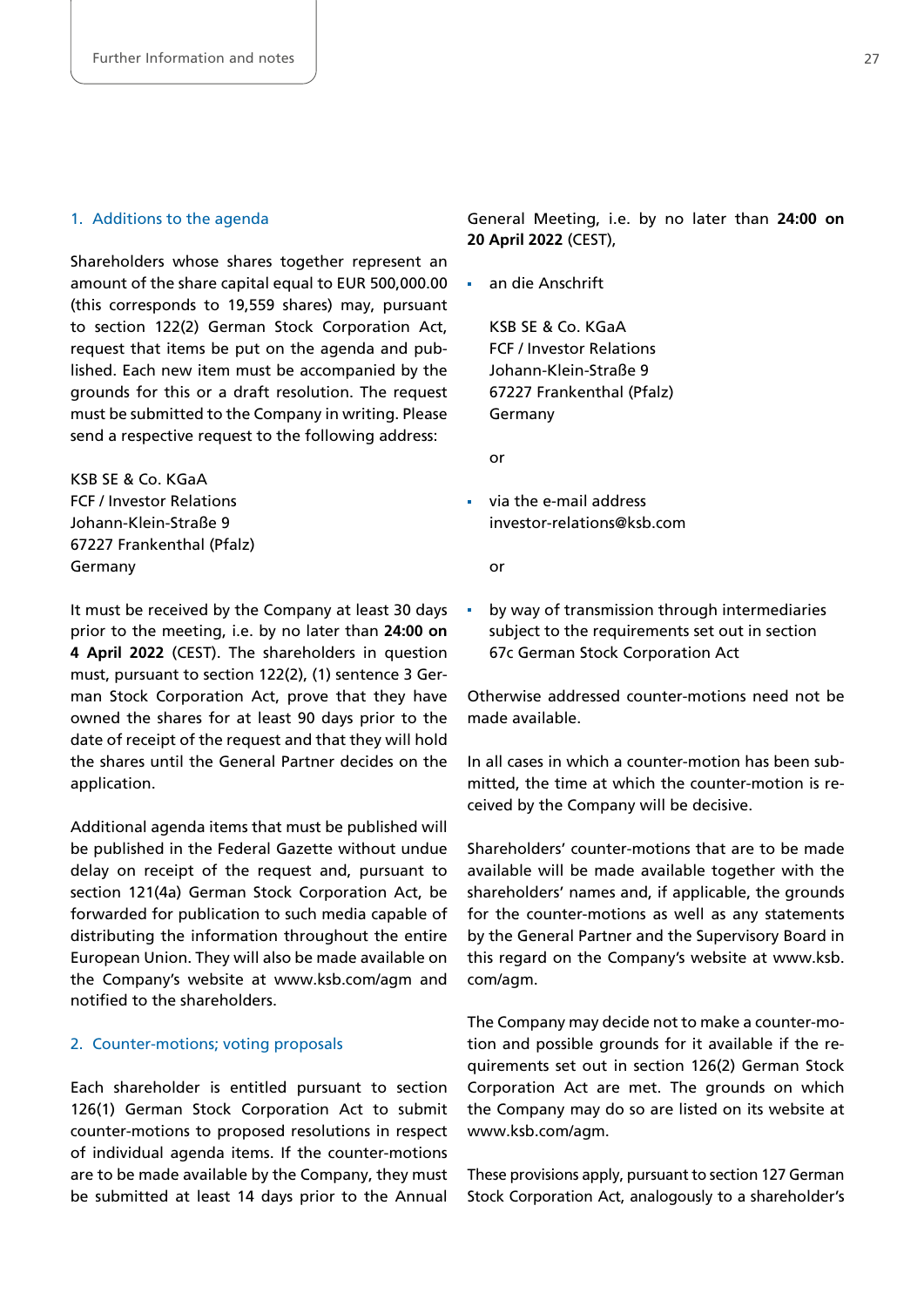## 1. Additions to the agenda

Shareholders whose shares together represent an amount of the share capital equal to EUR 500,000.00 (this corresponds to 19,559 shares) may, pursuant to section 122(2) German Stock Corporation Act, request that items be put on the agenda and published. Each new item must be accompanied by the grounds for this or a draft resolution. The request must be submitted to the Company in writing. Please send a respective request to the following address:

KSB SE & Co. KGaA
FCF / Investor Relations
Johann-Klein-Straße 9
67227 Frankenthal (Pfalz)
Germany

It must be received by the Company at least 30 days prior to the meeting, i.e. by no later than **24:00 on 4 April 2022** (CEST). The shareholders in question must, pursuant to section 122(2), (1) sentence 3 German Stock Corporation Act, prove that they have owned the shares for at least 90 days prior to the date of receipt of the request and that they will hold the shares until the General Partner decides on the application.

Additional agenda items that must be published will be published in the Federal Gazette without undue delay on receipt of the request and, pursuant to section 121(4a) German Stock Corporation Act, be forwarded for publication to such media capable of distributing the information throughout the entire European Union. They will also be made available on the Company's website at www.ksb.com/agm and notified to the shareholders.

## 2. Counter-motions; voting proposals

Each shareholder is entitled pursuant to section 126(1) German Stock Corporation Act to submit counter-motions to proposed resolutions in respect of individual agenda items. If the counter-motions are to be made available by the Company, they must be submitted at least 14 days prior to the Annual General Meeting, i.e. by no later than **24:00 on 20 April 2022** (CEST),

- an die Anschrift

  KSB SE & Co. KGaA
  FCF / Investor Relations
  Johann-Klein-Straße 9
  67227 Frankenthal (Pfalz)
  Germany

  or

- via the e-mail address investor-relations@ksb.com

  or

- by way of transmission through intermediaries subject to the requirements set out in section 67c German Stock Corporation Act

Otherwise addressed counter-motions need not be made available.

In all cases in which a counter-motion has been submitted, the time at which the counter-motion is received by the Company will be decisive.

Shareholders' counter-motions that are to be made available will be made available together with the shareholders' names and, if applicable, the grounds for the counter-motions as well as any statements by the General Partner and the Supervisory Board in this regard on the Company's website at www.ksb.com/agm.

The Company may decide not to make a counter-motion and possible grounds for it available if the requirements set out in section 126(2) German Stock Corporation Act are met. The grounds on which the Company may do so are listed on its website at www.ksb.com/agm.

These provisions apply, pursuant to section 127 German Stock Corporation Act, analogously to a shareholder's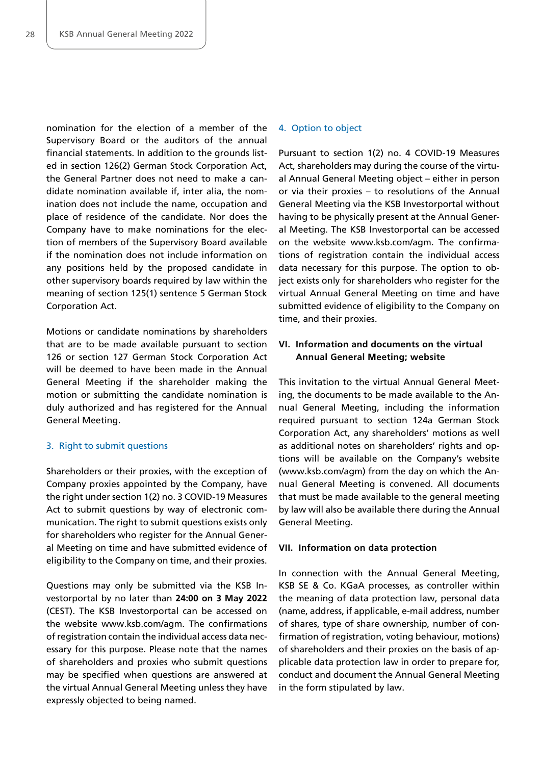nomination for the election of a member of the Supervisory Board or the auditors of the annual financial statements. In addition to the grounds listed in section 126(2) German Stock Corporation Act, the General Partner does not need to make a candidate nomination available if, inter alia, the nomination does not include the name, occupation and place of residence of the candidate. Nor does the Company have to make nominations for the election of members of the Supervisory Board available if the nomination does not include information on any positions held by the proposed candidate in other supervisory boards required by law within the meaning of section 125(1) sentence 5 German Stock Corporation Act.

Motions or candidate nominations by shareholders that are to be made available pursuant to section 126 or section 127 German Stock Corporation Act will be deemed to have been made in the Annual General Meeting if the shareholder making the motion or submitting the candidate nomination is duly authorized and has registered for the Annual General Meeting.

### 3. Right to submit questions

Shareholders or their proxies, with the exception of Company proxies appointed by the Company, have the right under section 1(2) no. 3 COVID-19 Measures Act to submit questions by way of electronic communication. The right to submit questions exists only for shareholders who register for the Annual General Meeting on time and have submitted evidence of eligibility to the Company on time, and their proxies.

Questions may only be submitted via the KSB Investorportal by no later than **24:00 on 3 May 2022** (CEST). The KSB Investorportal can be accessed on the website www.ksb.com/agm. The confirmations of registration contain the individual access data necessary for this purpose. Please note that the names of shareholders and proxies who submit questions may be specified when questions are answered at the virtual Annual General Meeting unless they have expressly objected to being named.

### 4. Option to object

Pursuant to section 1(2) no. 4 COVID-19 Measures Act, shareholders may during the course of the virtual Annual General Meeting object – either in person or via their proxies – to resolutions of the Annual General Meeting via the KSB Investorportal without having to be physically present at the Annual General Meeting. The KSB Investorportal can be accessed on the website www.ksb.com/agm. The confirmations of registration contain the individual access data necessary for this purpose. The option to object exists only for shareholders who register for the virtual Annual General Meeting on time and have submitted evidence of eligibility to the Company on time, and their proxies.

## VI. Information and documents on the virtual Annual General Meeting; website

This invitation to the virtual Annual General Meeting, the documents to be made available to the Annual General Meeting, including the information required pursuant to section 124a German Stock Corporation Act, any shareholders' motions as well as additional notes on shareholders' rights and options will be available on the Company's website (www.ksb.com/agm) from the day on which the Annual General Meeting is convened. All documents that must be made available to the general meeting by law will also be available there during the Annual General Meeting.

## VII. Information on data protection

In connection with the Annual General Meeting, KSB SE & Co. KGaA processes, as controller within the meaning of data protection law, personal data (name, address, if applicable, e-mail address, number of shares, type of share ownership, number of confirmation of registration, voting behaviour, motions) of shareholders and their proxies on the basis of applicable data protection law in order to prepare for, conduct and document the Annual General Meeting in the form stipulated by law.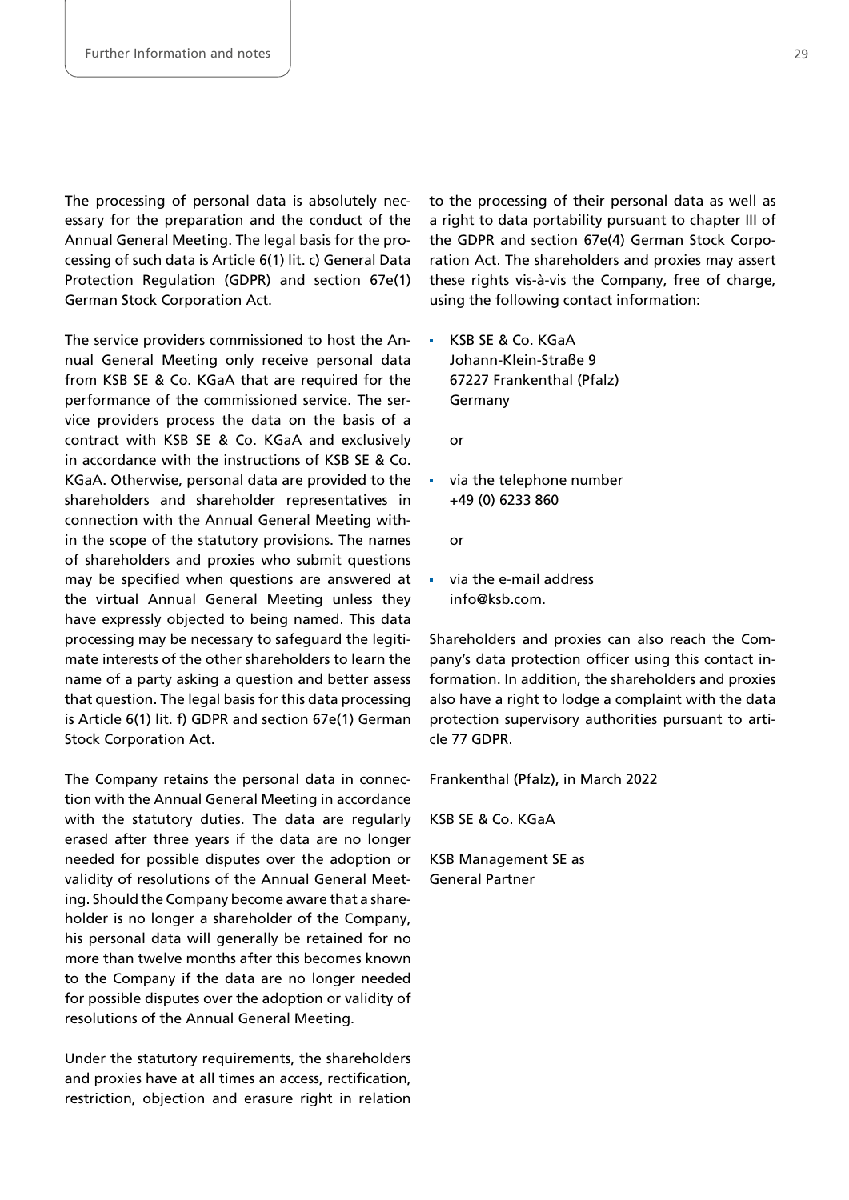The processing of personal data is absolutely necessary for the preparation and the conduct of the Annual General Meeting. The legal basis for the processing of such data is Article 6(1) lit. c) General Data Protection Regulation (GDPR) and section 67e(1) German Stock Corporation Act.

The service providers commissioned to host the Annual General Meeting only receive personal data from KSB SE & Co. KGaA that are required for the performance of the commissioned service. The service providers process the data on the basis of a contract with KSB SE & Co. KGaA and exclusively in accordance with the instructions of KSB SE & Co. KGaA. Otherwise, personal data are provided to the shareholders and shareholder representatives in connection with the Annual General Meeting within the scope of the statutory provisions. The names of shareholders and proxies who submit questions may be specified when questions are answered at the virtual Annual General Meeting unless they have expressly objected to being named. This data processing may be necessary to safeguard the legitimate interests of the other shareholders to learn the name of a party asking a question and better assess that question. The legal basis for this data processing is Article 6(1) lit. f) GDPR and section 67e(1) German Stock Corporation Act.

The Company retains the personal data in connection with the Annual General Meeting in accordance with the statutory duties. The data are regularly erased after three years if the data are no longer needed for possible disputes over the adoption or validity of resolutions of the Annual General Meeting. Should the Company become aware that a shareholder is no longer a shareholder of the Company, his personal data will generally be retained for no more than twelve months after this becomes known to the Company if the data are no longer needed for possible disputes over the adoption or validity of resolutions of the Annual General Meeting.

Under the statutory requirements, the shareholders and proxies have at all times an access, rectification, restriction, objection and erasure right in relation to the processing of their personal data as well as a right to data portability pursuant to chapter III of the GDPR and section 67e(4) German Stock Corporation Act. The shareholders and proxies may assert these rights vis-à-vis the Company, free of charge, using the following contact information:

- KSB SE & Co. KGaA
  Johann-Klein-Straße 9
  67227 Frankenthal (Pfalz)
  Germany

  or

- via the telephone number
  +49 (0) 6233 860

  or

- via the e-mail address
  info@ksb.com.

Shareholders and proxies can also reach the Company's data protection officer using this contact information. In addition, the shareholders and proxies also have a right to lodge a complaint with the data protection supervisory authorities pursuant to article 77 GDPR.

Frankenthal (Pfalz), in March 2022

KSB SE & Co. KGaA

KSB Management SE as
General Partner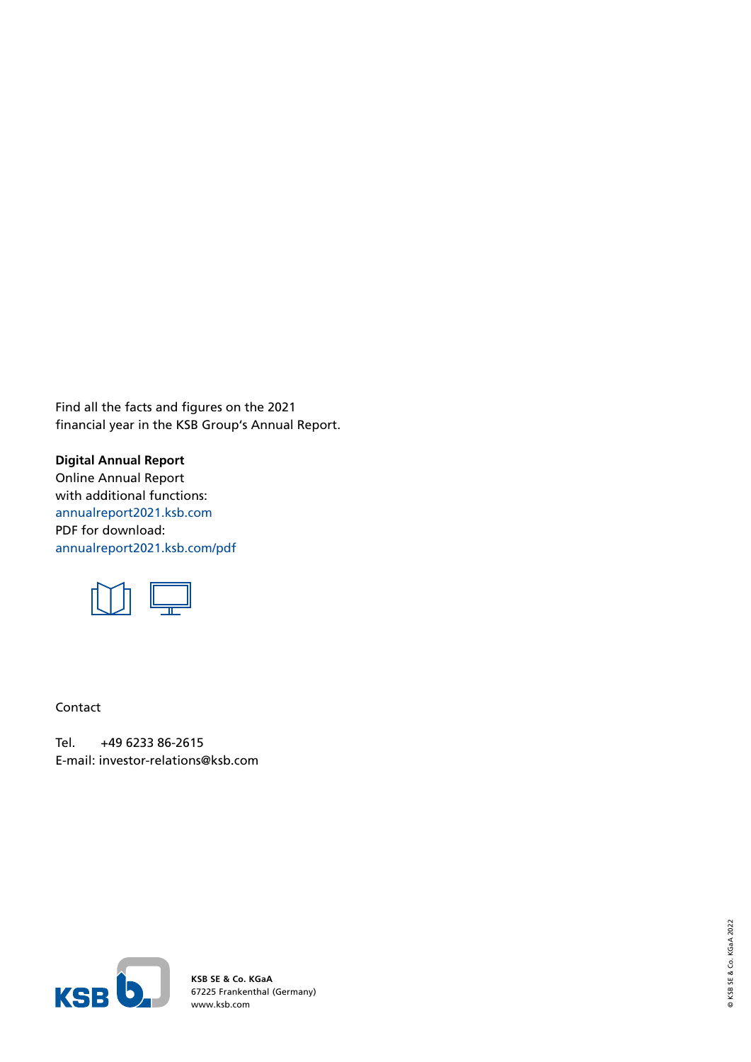Find all the facts and figures on the 2021 financial year in the KSB Group's Annual Report.

**Digital Annual Report**
Online Annual Report
with additional functions:
annualreport2021.ksb.com
PDF for download:
annualreport2021.ksb.com/pdf

Contact

Tel. +49 6233 86-2615
E-mail: investor-relations@ksb.com

**KSB SE & Co. KGaA**
67225 Frankenthal (Germany)
www.ksb.com

© KSB SE & Co. KGaA 2022